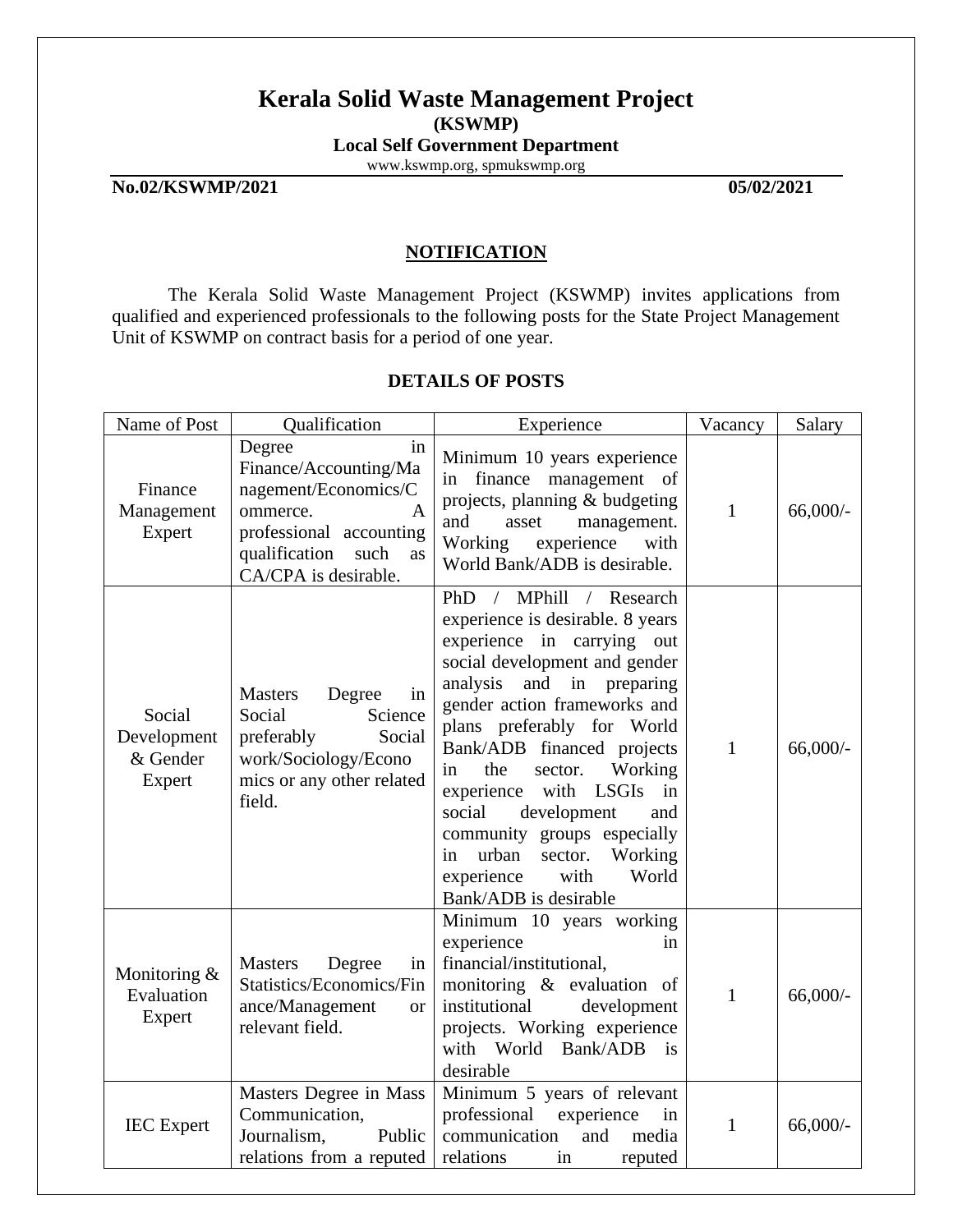# Kerala Solid Waste Management Project

**(KSWMP)**

**Local Self Government Department**

www.kswmp.org, spmukswmp.org

**No.02/KSWMP/2021** **05/02/2021**

## NOTIFICATION

The Kerala Solid Waste Management Project (KSWMP) invites applications from qualified and experienced professionals to the following posts for the State Project Management Unit of KSWMP on contract basis for a period of one year.

### DETAILS OF POSTS

| Name of Post | Qualification | Experience | Vacancy | Salary |
|---|---|---|---|---|
| Finance Management Expert | Degree in Finance/Accounting/Management/Economics/Commerce. A professional accounting qualification such as CA/CPA is desirable. | Minimum 10 years experience in finance management of projects, planning & budgeting and asset management. Working experience with World Bank/ADB is desirable. | 1 | 66,000/- |
| Social Development & Gender Expert | Masters Degree in Social Science preferably Social work/Sociology/Economics or any other related field. | PhD / MPhill / Research experience is desirable. 8 years experience in carrying out social development and gender analysis and in preparing gender action frameworks and plans preferably for World Bank/ADB financed projects in the sector. Working experience with LSGIs in social development and community groups especially in urban sector. Working experience with World Bank/ADB is desirable | 1 | 66,000/- |
| Monitoring & Evaluation Expert | Masters Degree in Statistics/Economics/Finance/Management or relevant field. | Minimum 10 years working experience in financial/institutional, monitoring & evaluation of institutional development projects. Working experience with World Bank/ADB is desirable | 1 | 66,000/- |
| IEC Expert | Masters Degree in Mass Communication, Journalism, Public relations from a reputed | Minimum 5 years of relevant professional experience in communication and media relations in reputed | 1 | 66,000/- |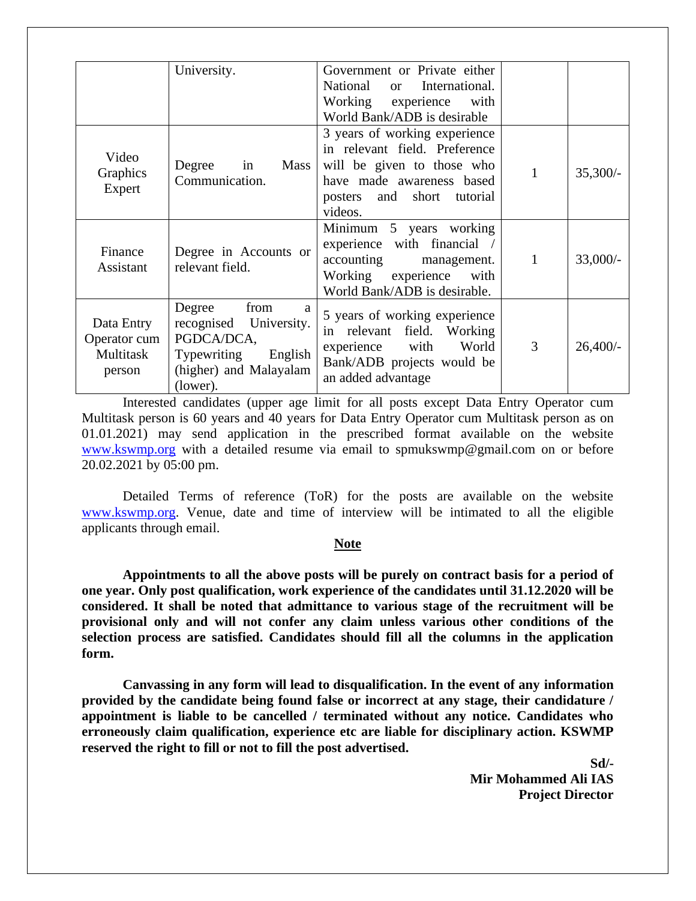|  |  |  |  |  |
|---|---|---|---|---|
|  | University. | Government or Private either National or International. Working experience with World Bank/ADB is desirable |  |  |
| Video Graphics Expert | Degree in Mass Communication. | 3 years of working experience in relevant field. Preference will be given to those who have made awareness based posters and short tutorial videos. | 1 | 35,300/- |
| Finance Assistant | Degree in Accounts or relevant field. | Minimum 5 years working experience with financial / accounting management. Working experience with World Bank/ADB is desirable. | 1 | 33,000/- |
| Data Entry Operator cum Multitask person | Degree from a recognised University. PGDCA/DCA, Typewriting English (higher) and Malayalam (lower). | 5 years of working experience in relevant field. Working experience with World Bank/ADB projects would be an added advantage | 3 | 26,400/- |

Interested candidates (upper age limit for all posts except Data Entry Operator cum Multitask person is 60 years and 40 years for Data Entry Operator cum Multitask person as on 01.01.2021) may send application in the prescribed format available on the website www.kswmp.org with a detailed resume via email to spmukswmp@gmail.com on or before 20.02.2021 by 05:00 pm.

Detailed Terms of reference (ToR) for the posts are available on the website www.kswmp.org. Venue, date and time of interview will be intimated to all the eligible applicants through email.

**Note**

**Appointments to all the above posts will be purely on contract basis for a period of one year. Only post qualification, work experience of the candidates until 31.12.2020 will be considered. It shall be noted that admittance to various stage of the recruitment will be provisional only and will not confer any claim unless various other conditions of the selection process are satisfied. Candidates should fill all the columns in the application form.**

**Canvassing in any form will lead to disqualification. In the event of any information provided by the candidate being found false or incorrect at any stage, their candidature / appointment is liable to be cancelled / terminated without any notice. Candidates who erroneously claim qualification, experience etc are liable for disciplinary action. KSWMP reserved the right to fill or not to fill the post advertised.**

**Sd/-**
**Mir Mohammed Ali IAS**
**Project Director**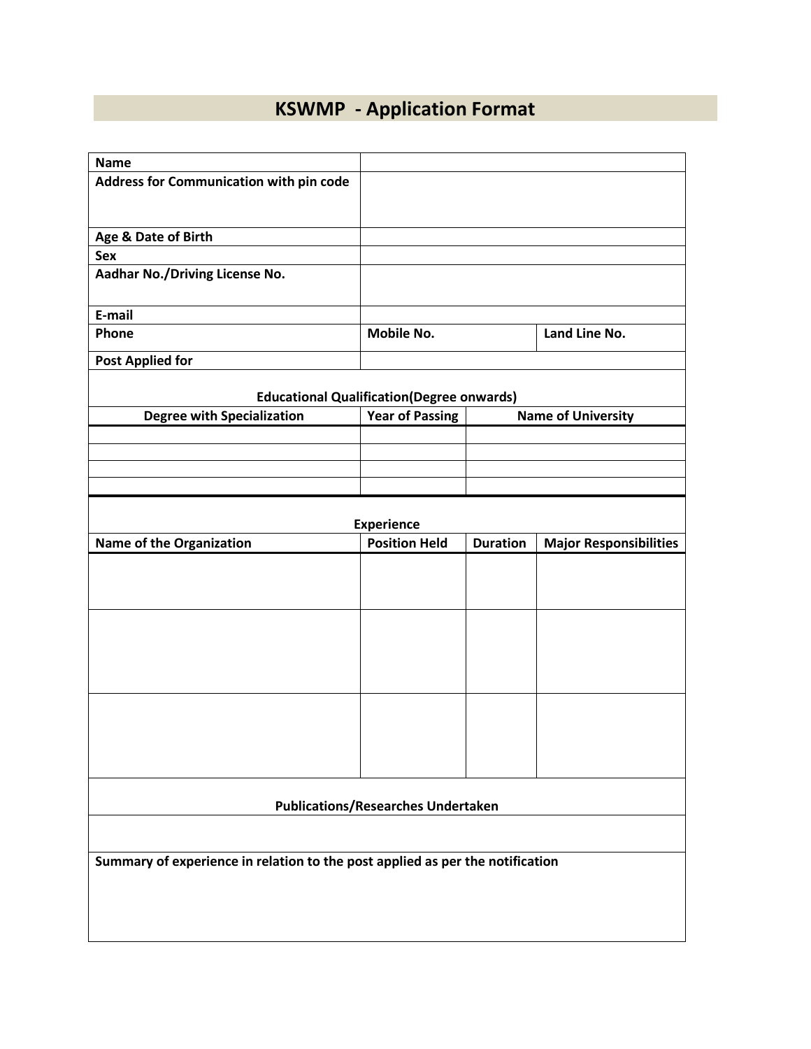# KSWMP - Application Format

| Name | | |
|---|---|---|
| Address for Communication with pin code | | |
| Age & Date of Birth | | |
| Sex | | |
| Aadhar No./Driving License No. | | |
| E-mail | | |
| Phone | Mobile No. | Land Line No. |
| Post Applied for | | |

**Educational Qualification(Degree onwards)**

| Degree with Specialization | Year of Passing | Name of University |
|---|---|---|
| | | |
| | | |
| | | |
| | | |

**Experience**

| Name of the Organization | Position Held | Duration | Major Responsibilities |
|---|---|---|---|
| | | | |
| | | | |
| | | | |

**Publications/Researches Undertaken**

**Summary of experience in relation to the post applied as per the notification**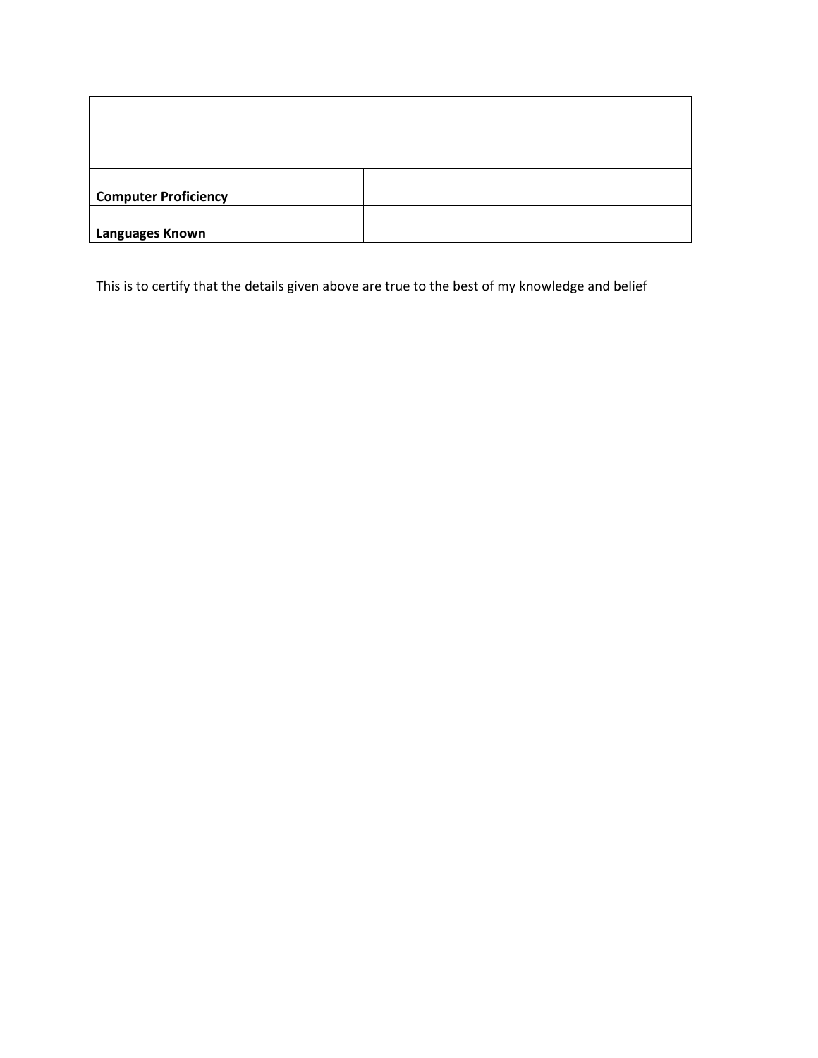| | |
|---|---|
| | |
| **Computer Proficiency** | |
| **Languages Known** | |

This is to certify that the details given above are true to the best of my knowledge and belief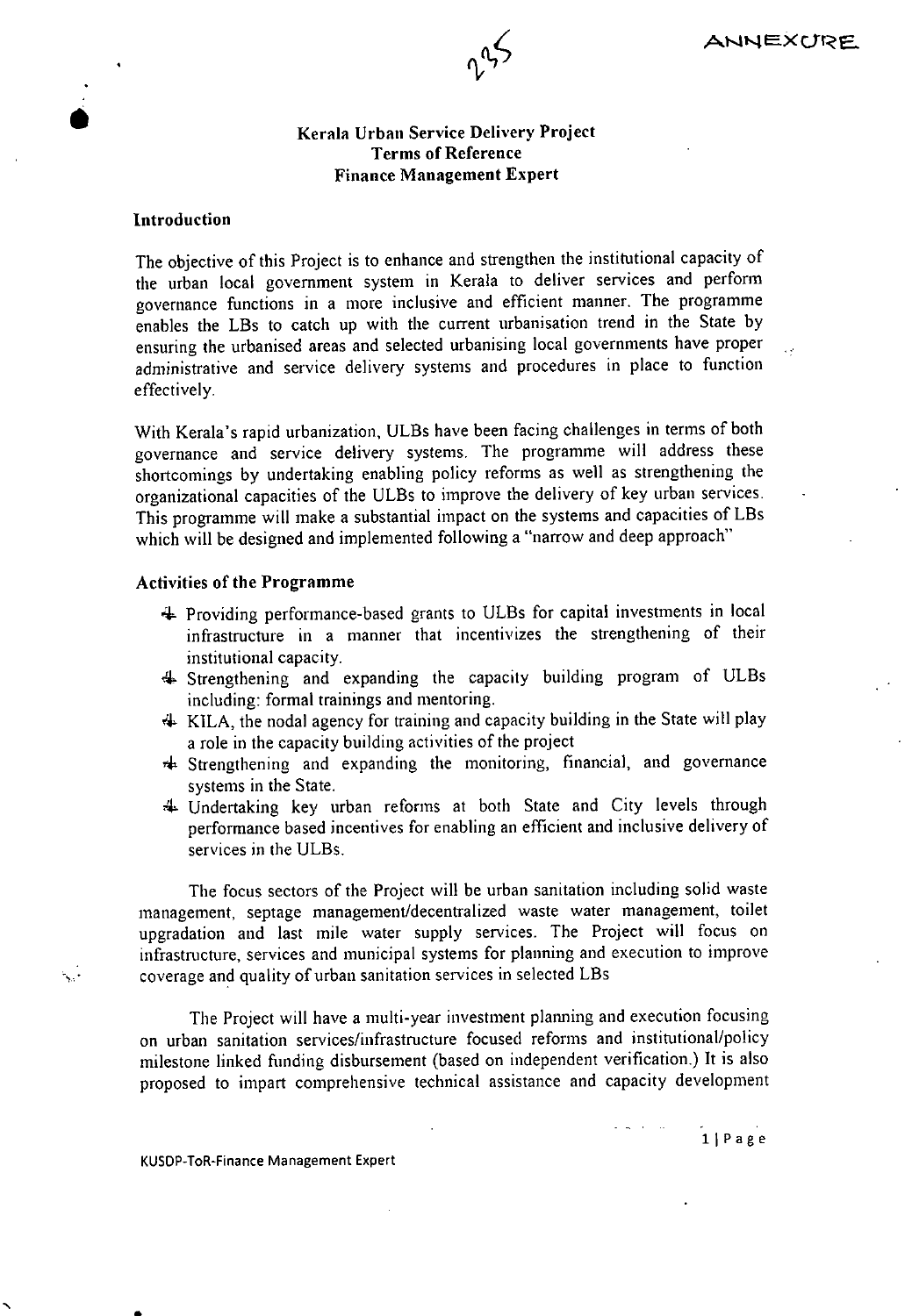ANNEXURE

**Kerala Urban Service Delivery Project**
**Terms of Reference**
**Finance Management Expert**

### Introduction

The objective of this Project is to enhance and strengthen the institutional capacity of the urban local government system in Kerala to deliver services and perform governance functions in a more inclusive and efficient manner. The programme enables the LBs to catch up with the current urbanisation trend in the State by ensuring the urbanised areas and selected urbanising local governments have proper administrative and service delivery systems and procedures in place to function effectively.

With Kerala's rapid urbanization, ULBs have been facing challenges in terms of both governance and service delivery systems. The programme will address these shortcomings by undertaking enabling policy reforms as well as strengthening the organizational capacities of the ULBs to improve the delivery of key urban services. This programme will make a substantial impact on the systems and capacities of LBs which will be designed and implemented following a "narrow and deep approach"

### Activities of the Programme

- Providing performance-based grants to ULBs for capital investments in local infrastructure in a manner that incentivizes the strengthening of their institutional capacity.
- Strengthening and expanding the capacity building program of ULBs including: formal trainings and mentoring.
- KILA, the nodal agency for training and capacity building in the State will play a role in the capacity building activities of the project
- Strengthening and expanding the monitoring, financial, and governance systems in the State.
- Undertaking key urban reforms at both State and City levels through performance based incentives for enabling an efficient and inclusive delivery of services in the ULBs.

The focus sectors of the Project will be urban sanitation including solid waste management, septage management/decentralized waste water management, toilet upgradation and last mile water supply services. The Project will focus on infrastructure, services and municipal systems for planning and execution to improve coverage and quality of urban sanitation services in selected LBs

The Project will have a multi-year investment planning and execution focusing on urban sanitation services/infrastructure focused reforms and institutional/policy milestone linked funding disbursement (based on independent verification.) It is also proposed to impart comprehensive technical assistance and capacity development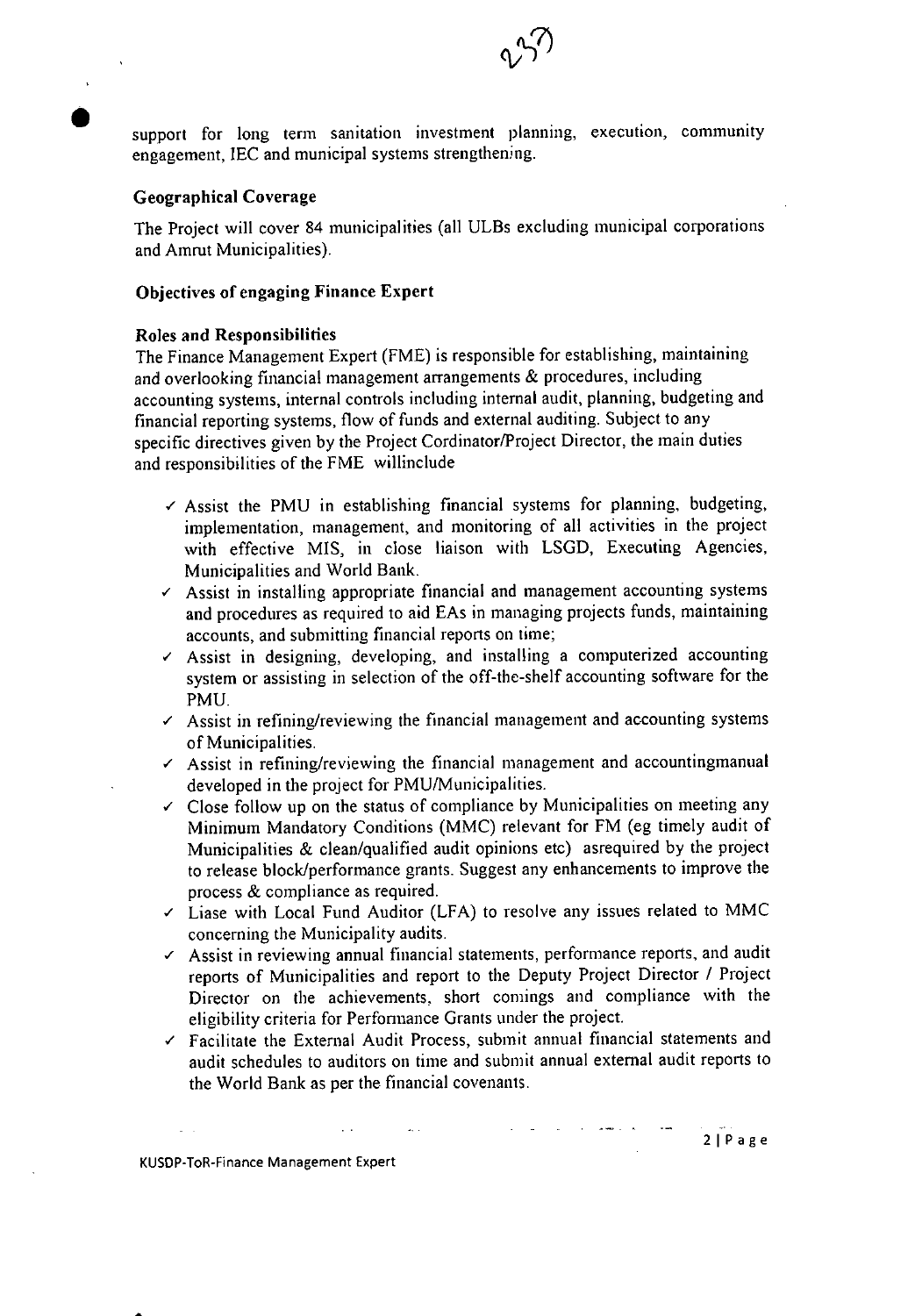support for long term sanitation investment planning, execution, community engagement, IEC and municipal systems strengthening.

### Geographical Coverage

The Project will cover 84 municipalities (all ULBs excluding municipal corporations and Amrut Municipalities).

### Objectives of engaging Finance Expert

### Roles and Responsibilities

The Finance Management Expert (FME) is responsible for establishing, maintaining and overlooking financial management arrangements & procedures, including accounting systems, internal controls including internal audit, planning, budgeting and financial reporting systems, flow of funds and external auditing. Subject to any specific directives given by the Project Cordinator/Project Director, the main duties and responsibilities of the FME willinclude

- ✓ Assist the PMU in establishing financial systems for planning, budgeting, implementation, management, and monitoring of all activities in the project with effective MIS, in close liaison with LSGD, Executing Agencies, Municipalities and World Bank.
- ✓ Assist in installing appropriate financial and management accounting systems and procedures as required to aid EAs in managing projects funds, maintaining accounts, and submitting financial reports on time;
- ✓ Assist in designing, developing, and installing a computerized accounting system or assisting in selection of the off-the-shelf accounting software for the PMU.
- ✓ Assist in refining/reviewing the financial management and accounting systems of Municipalities.
- ✓ Assist in refining/reviewing the financial management and accountingmanual developed in the project for PMU/Municipalities.
- ✓ Close follow up on the status of compliance by Municipalities on meeting any Minimum Mandatory Conditions (MMC) relevant for FM (eg timely audit of Municipalities & clean/qualified audit opinions etc) asrequired by the project to release block/performance grants. Suggest any enhancements to improve the process & compliance as required.
- ✓ Liase with Local Fund Auditor (LFA) to resolve any issues related to MMC concerning the Municipality audits.
- ✓ Assist in reviewing annual financial statements, performance reports, and audit reports of Municipalities and report to the Deputy Project Director / Project Director on the achievements, short comings and compliance with the eligibility criteria for Performance Grants under the project.
- ✓ Facilitate the External Audit Process, submit annual financial statements and audit schedules to auditors on time and submit annual external audit reports to the World Bank as per the financial covenants.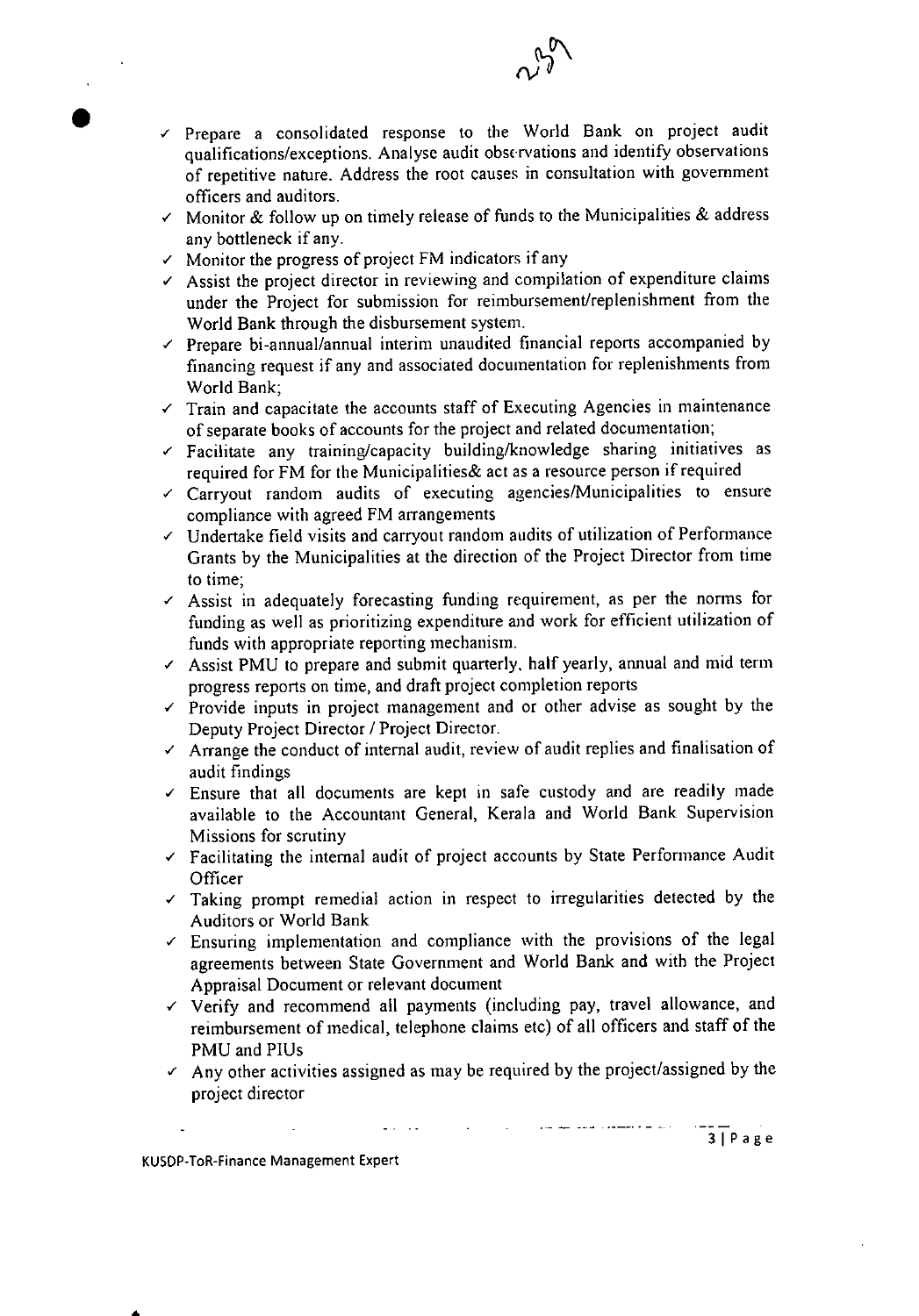- ✓ Prepare a consolidated response to the World Bank on project audit qualifications/exceptions. Analyse audit observations and identify observations of repetitive nature. Address the root causes in consultation with government officers and auditors.
- ✓ Monitor & follow up on timely release of funds to the Municipalities & address any bottleneck if any.
- ✓ Monitor the progress of project FM indicators if any
- ✓ Assist the project director in reviewing and compilation of expenditure claims under the Project for submission for reimbursement/replenishment from the World Bank through the disbursement system.
- ✓ Prepare bi-annual/annual interim unaudited financial reports accompanied by financing request if any and associated documentation for replenishments from World Bank;
- ✓ Train and capacitate the accounts staff of Executing Agencies in maintenance of separate books of accounts for the project and related documentation;
- ✓ Facilitate any training/capacity building/knowledge sharing initiatives as required for FM for the Municipalities& act as a resource person if required
- ✓ Carryout random audits of executing agencies/Municipalities to ensure compliance with agreed FM arrangements
- ✓ Undertake field visits and carryout random audits of utilization of Performance Grants by the Municipalities at the direction of the Project Director from time to time;
- ✓ Assist in adequately forecasting funding requirement, as per the norms for funding as well as prioritizing expenditure and work for efficient utilization of funds with appropriate reporting mechanism.
- ✓ Assist PMU to prepare and submit quarterly, half yearly, annual and mid term progress reports on time, and draft project completion reports
- ✓ Provide inputs in project management and or other advise as sought by the Deputy Project Director / Project Director.
- ✓ Arrange the conduct of internal audit, review of audit replies and finalisation of audit findings
- ✓ Ensure that all documents are kept in safe custody and are readily made available to the Accountant General, Kerala and World Bank Supervision Missions for scrutiny
- ✓ Facilitating the internal audit of project accounts by State Performance Audit Officer
- ✓ Taking prompt remedial action in respect to irregularities detected by the Auditors or World Bank
- ✓ Ensuring implementation and compliance with the provisions of the legal agreements between State Government and World Bank and with the Project Appraisal Document or relevant document
- ✓ Verify and recommend all payments (including pay, travel allowance, and reimbursement of medical, telephone claims etc) of all officers and staff of the PMU and PIUs
- ✓ Any other activities assigned as may be required by the project/assigned by the project director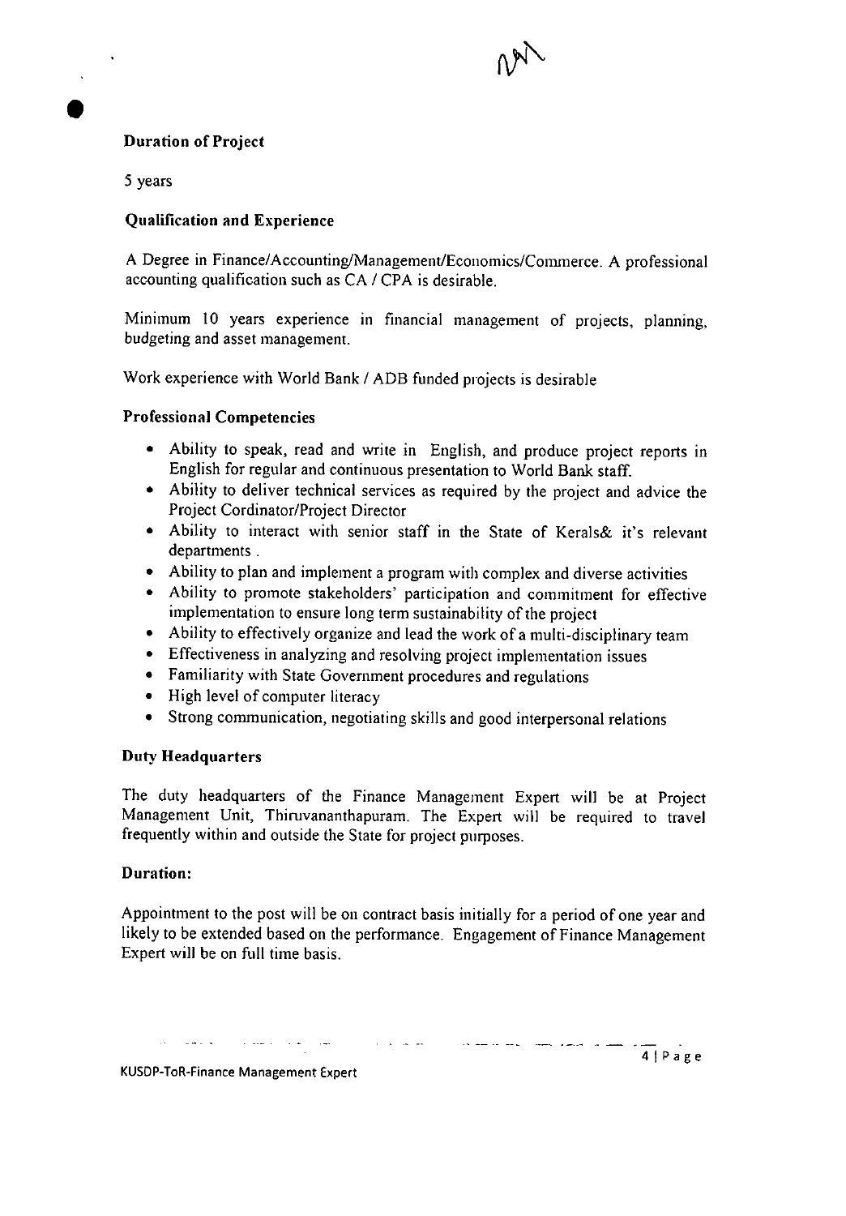### Duration of Project

5 years

### Qualification and Experience

A Degree in Finance/Accounting/Management/Economics/Commerce. A professional accounting qualification such as CA / CPA is desirable.

Minimum 10 years experience in financial management of projects, planning, budgeting and asset management.

Work experience with World Bank / ADB funded projects is desirable

### Professional Competencies

- Ability to speak, read and write in English, and produce project reports in English for regular and continuous presentation to World Bank staff.
- Ability to deliver technical services as required by the project and advice the Project Cordinator/Project Director
- Ability to interact with senior staff in the State of Kerals& it's relevant departments .
- Ability to plan and implement a program with complex and diverse activities
- Ability to promote stakeholders' participation and commitment for effective implementation to ensure long term sustainability of the project
- Ability to effectively organize and lead the work of a multi-disciplinary team
- Effectiveness in analyzing and resolving project implementation issues
- Familiarity with State Government procedures and regulations
- High level of computer literacy
- Strong communication, negotiating skills and good interpersonal relations

### Duty Headquarters

The duty headquarters of the Finance Management Expert will be at Project Management Unit, Thiruvananthapuram. The Expert will be required to travel frequently within and outside the State for project purposes.

### Duration:

Appointment to the post will be on contract basis initially for a period of one year and likely to be extended based on the performance. Engagement of Finance Management Expert will be on full time basis.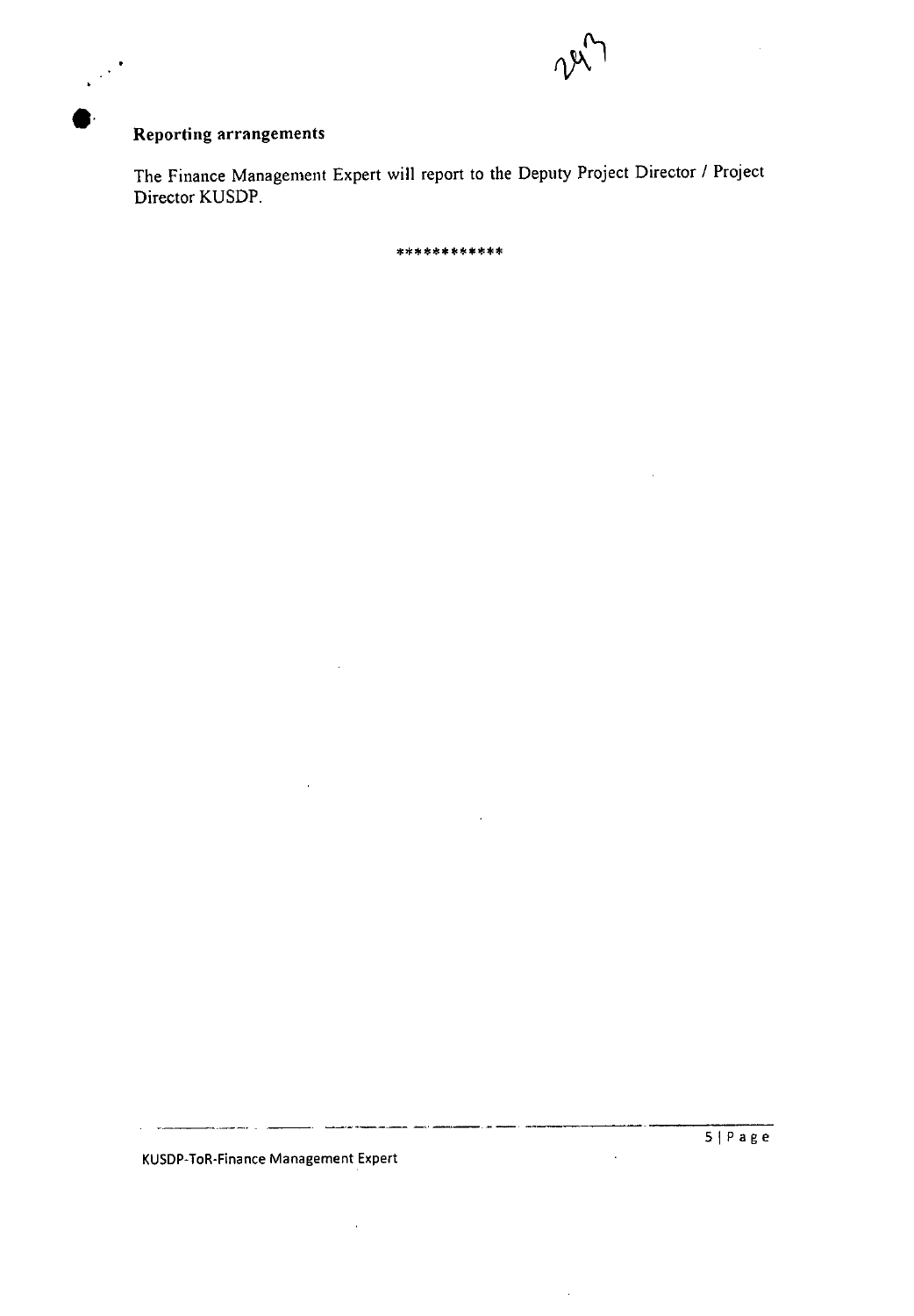**Reporting arrangements**

The Finance Management Expert will report to the Deputy Project Director / Project Director KUSDP.

************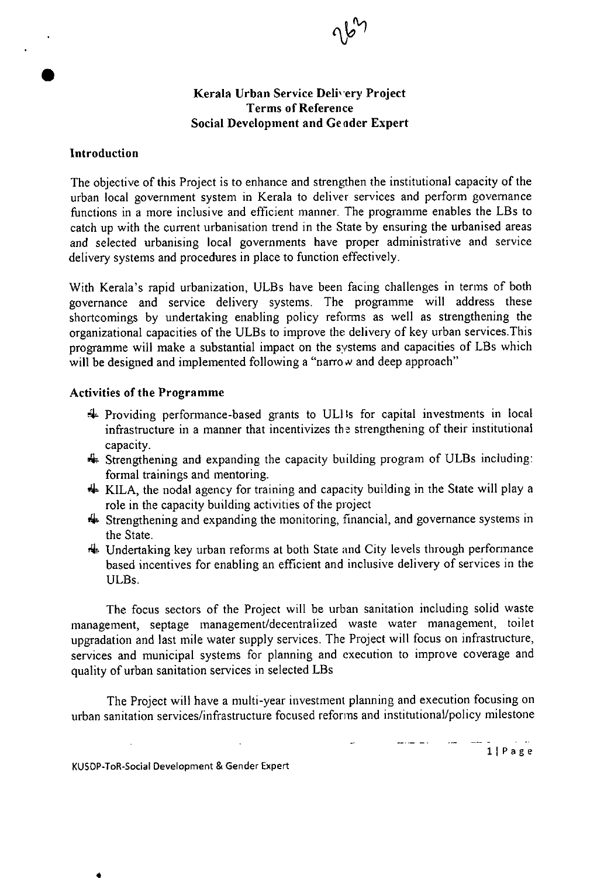# Kerala Urban Service Delivery Project
## Terms of Reference
## Social Development and Gender Expert

### Introduction

The objective of this Project is to enhance and strengthen the institutional capacity of the urban local government system in Kerala to deliver services and perform governance functions in a more inclusive and efficient manner. The programme enables the LBs to catch up with the current urbanisation trend in the State by ensuring the urbanised areas and selected urbanising local governments have proper administrative and service delivery systems and procedures in place to function effectively.

With Kerala's rapid urbanization, ULBs have been facing challenges in terms of both governance and service delivery systems. The programme will address these shortcomings by undertaking enabling policy reforms as well as strengthening the organizational capacities of the ULBs to improve the delivery of key urban services.This programme will make a substantial impact on the systems and capacities of LBs which will be designed and implemented following a "narrow and deep approach"

### Activities of the Programme

- Providing performance-based grants to ULBs for capital investments in local infrastructure in a manner that incentivizes the strengthening of their institutional capacity.
- Strengthening and expanding the capacity building program of ULBs including: formal trainings and mentoring.
- KILA, the nodal agency for training and capacity building in the State will play a role in the capacity building activities of the project
- Strengthening and expanding the monitoring, financial, and governance systems in the State.
- Undertaking key urban reforms at both State and City levels through performance based incentives for enabling an efficient and inclusive delivery of services in the ULBs.

The focus sectors of the Project will be urban sanitation including solid waste management, septage management/decentralized waste water management, toilet upgradation and last mile water supply services. The Project will focus on infrastructure, services and municipal systems for planning and execution to improve coverage and quality of urban sanitation services in selected LBs

The Project will have a multi-year investment planning and execution focusing on urban sanitation services/infrastructure focused reforms and institutional/policy milestone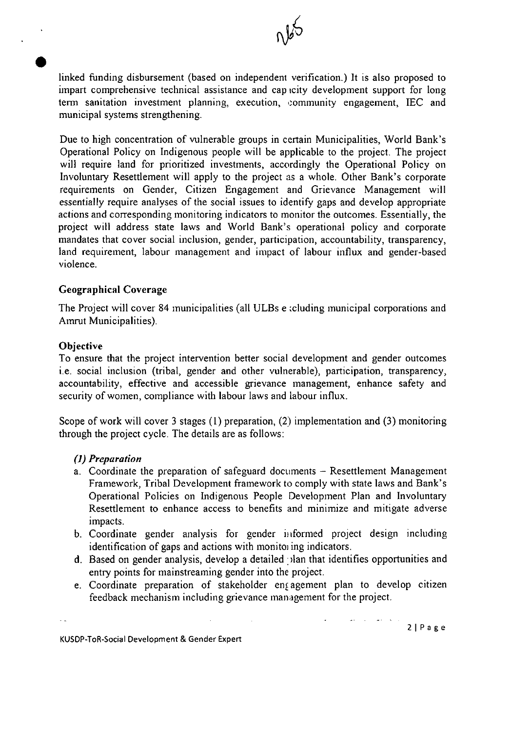linked funding disbursement (based on independent verification.) It is also proposed to impart comprehensive technical assistance and capacity development support for long term sanitation investment planning, execution, community engagement, IEC and municipal systems strengthening.

Due to high concentration of vulnerable groups in certain Municipalities, World Bank's Operational Policy on Indigenous people will be applicable to the project. The project will require land for prioritized investments, accordingly the Operational Policy on Involuntary Resettlement will apply to the project as a whole. Other Bank's corporate requirements on Gender, Citizen Engagement and Grievance Management will essentially require analyses of the social issues to identify gaps and develop appropriate actions and corresponding monitoring indicators to monitor the outcomes. Essentially, the project will address state laws and World Bank's operational policy and corporate mandates that cover social inclusion, gender, participation, accountability, transparency, land requirement, labour management and impact of labour influx and gender-based violence.

### Geographical Coverage

The Project will cover 84 municipalities (all ULBs excluding municipal corporations and Amrut Municipalities).

### Objective

To ensure that the project intervention better social development and gender outcomes i.e. social inclusion (tribal, gender and other vulnerable), participation, transparency, accountability, effective and accessible grievance management, enhance safety and security of women, compliance with labour laws and labour influx.

Scope of work will cover 3 stages (1) preparation, (2) implementation and (3) monitoring through the project cycle. The details are as follows:

#### *(1) Preparation*

a. Coordinate the preparation of safeguard documents – Resettlement Management Framework, Tribal Development framework to comply with state laws and Bank's Operational Policies on Indigenous People Development Plan and Involuntary Resettlement to enhance access to benefits and minimize and mitigate adverse impacts.

b. Coordinate gender analysis for gender informed project design including identification of gaps and actions with monitoring indicators.

d. Based on gender analysis, develop a detailed plan that identifies opportunities and entry points for mainstreaming gender into the project.

e. Coordinate preparation of stakeholder engagement plan to develop citizen feedback mechanism including grievance management for the project.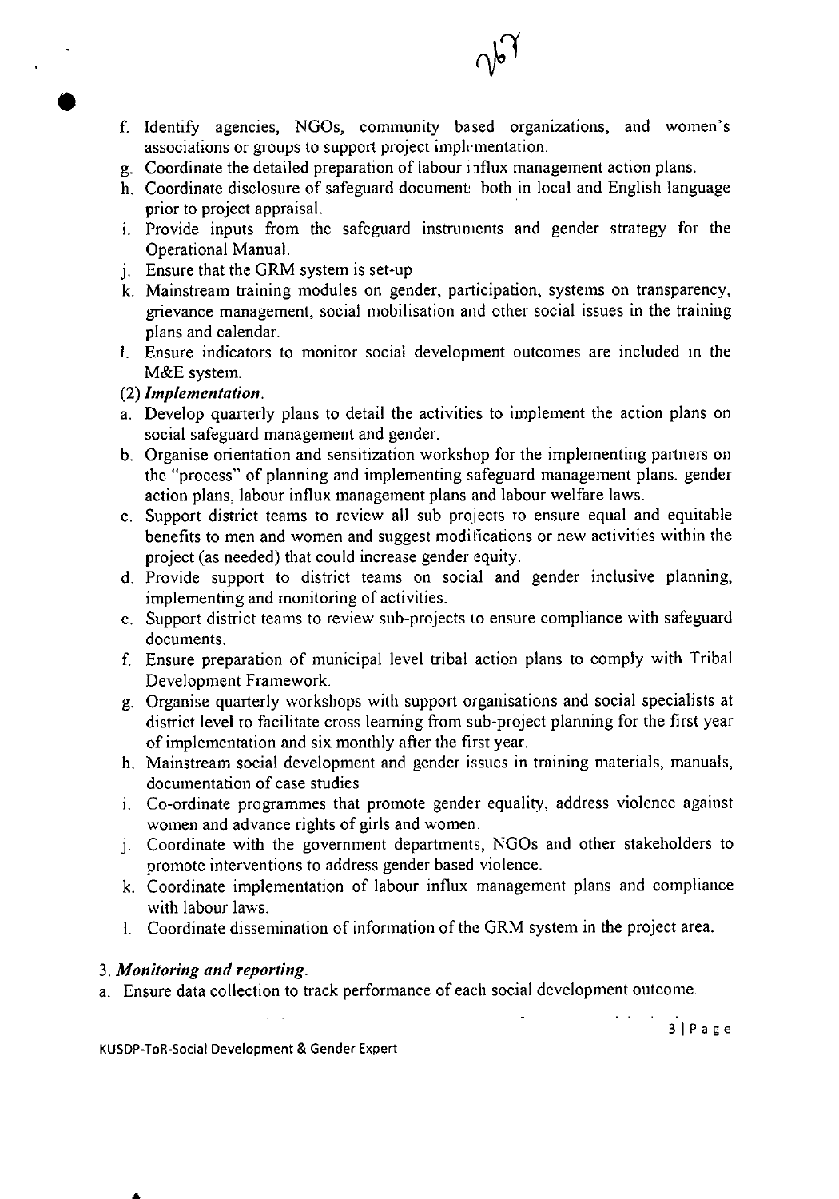f. Identify agencies, NGOs, community based organizations, and women's associations or groups to support project implementation.
g. Coordinate the detailed preparation of labour influx management action plans.
h. Coordinate disclosure of safeguard documents both in local and English language prior to project appraisal.
i. Provide inputs from the safeguard instruments and gender strategy for the Operational Manual.
j. Ensure that the GRM system is set-up
k. Mainstream training modules on gender, participation, systems on transparency, grievance management, social mobilisation and other social issues in the training plans and calendar.
l. Ensure indicators to monitor social development outcomes are included in the M&E system.

(2) ***Implementation.***

a. Develop quarterly plans to detail the activities to implement the action plans on social safeguard management and gender.
b. Organise orientation and sensitization workshop for the implementing partners on the "process" of planning and implementing safeguard management plans. gender action plans, labour influx management plans and labour welfare laws.
c. Support district teams to review all sub projects to ensure equal and equitable benefits to men and women and suggest modifications or new activities within the project (as needed) that could increase gender equity.
d. Provide support to district teams on social and gender inclusive planning, implementing and monitoring of activities.
e. Support district teams to review sub-projects to ensure compliance with safeguard documents.
f. Ensure preparation of municipal level tribal action plans to comply with Tribal Development Framework.
g. Organise quarterly workshops with support organisations and social specialists at district level to facilitate cross learning from sub-project planning for the first year of implementation and six monthly after the first year.
h. Mainstream social development and gender issues in training materials, manuals, documentation of case studies
i. Co-ordinate programmes that promote gender equality, address violence against women and advance rights of girls and women.
j. Coordinate with the government departments, NGOs and other stakeholders to promote interventions to address gender based violence.
k. Coordinate implementation of labour influx management plans and compliance with labour laws.
l. Coordinate dissemination of information of the GRM system in the project area.

3. ***Monitoring and reporting.***

a. Ensure data collection to track performance of each social development outcome.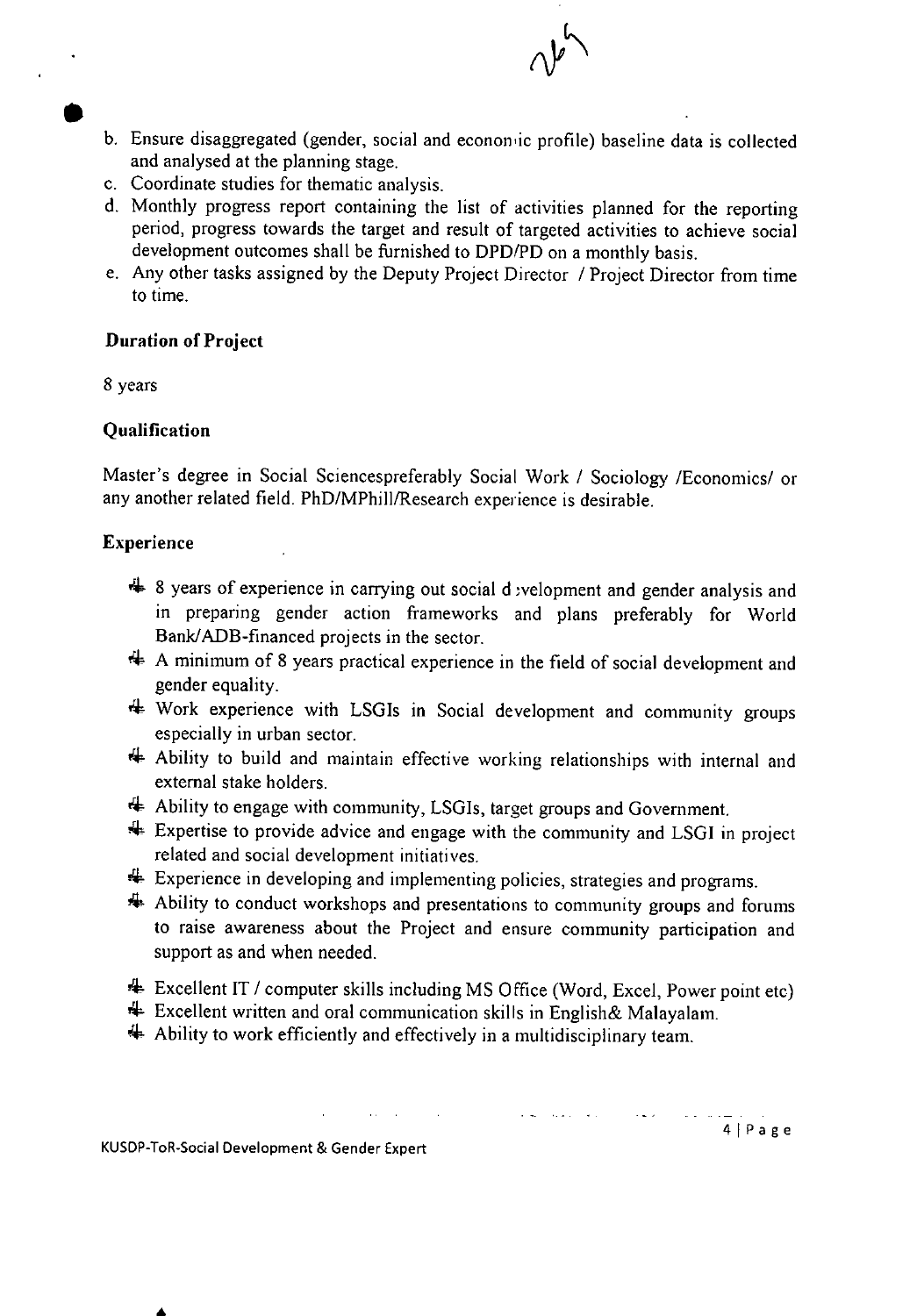b. Ensure disaggregated (gender, social and economic profile) baseline data is collected and analysed at the planning stage.
c. Coordinate studies for thematic analysis.
d. Monthly progress report containing the list of activities planned for the reporting period, progress towards the target and result of targeted activities to achieve social development outcomes shall be furnished to DPD/PD on a monthly basis.
e. Any other tasks assigned by the Deputy Project Director / Project Director from time to time.

**Duration of Project**

8 years

**Qualification**

Master's degree in Social Sciencespreferably Social Work / Sociology /Economics/ or any another related field. PhD/MPhill/Research experience is desirable.

**Experience**

- 8 years of experience in carrying out social development and gender analysis and in preparing gender action frameworks and plans preferably for World Bank/ADB-financed projects in the sector.
- A minimum of 8 years practical experience in the field of social development and gender equality.
- Work experience with LSGIs in Social development and community groups especially in urban sector.
- Ability to build and maintain effective working relationships with internal and external stake holders.
- Ability to engage with community, LSGIs, target groups and Government.
- Expertise to provide advice and engage with the community and LSGI in project related and social development initiatives.
- Experience in developing and implementing policies, strategies and programs.
- Ability to conduct workshops and presentations to community groups and forums to raise awareness about the Project and ensure community participation and support as and when needed.
- Excellent IT / computer skills including MS Office (Word, Excel, Power point etc)
- Excellent written and oral communication skills in English& Malayalam.
- Ability to work efficiently and effectively in a multidisciplinary team.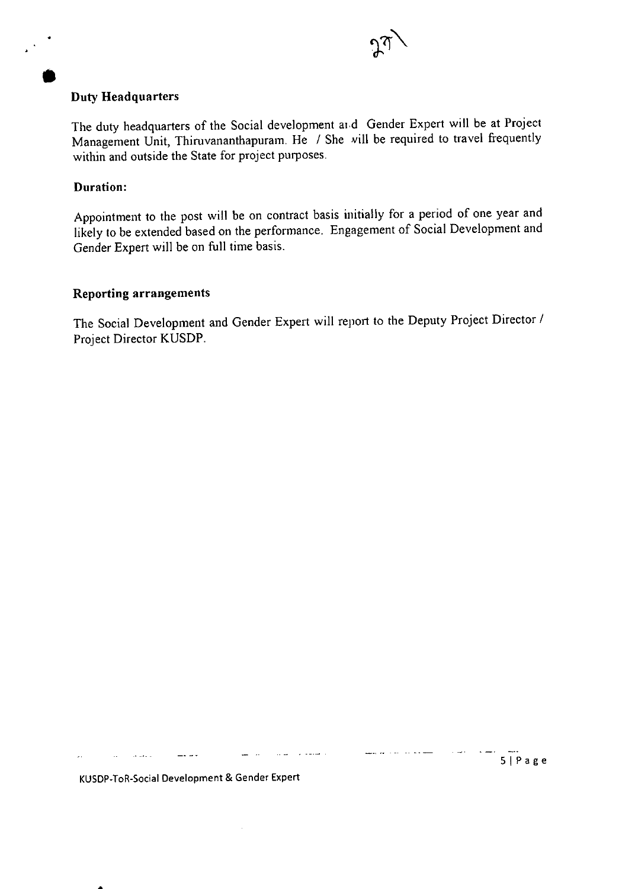### Duty Headquarters

The duty headquarters of the Social development and Gender Expert will be at Project Management Unit, Thiruvananthapuram. He / She will be required to travel frequently within and outside the State for project purposes.

### Duration:

Appointment to the post will be on contract basis initially for a period of one year and likely to be extended based on the performance. Engagement of Social Development and Gender Expert will be on full time basis.

### Reporting arrangements

The Social Development and Gender Expert will report to the Deputy Project Director / Project Director KUSDP.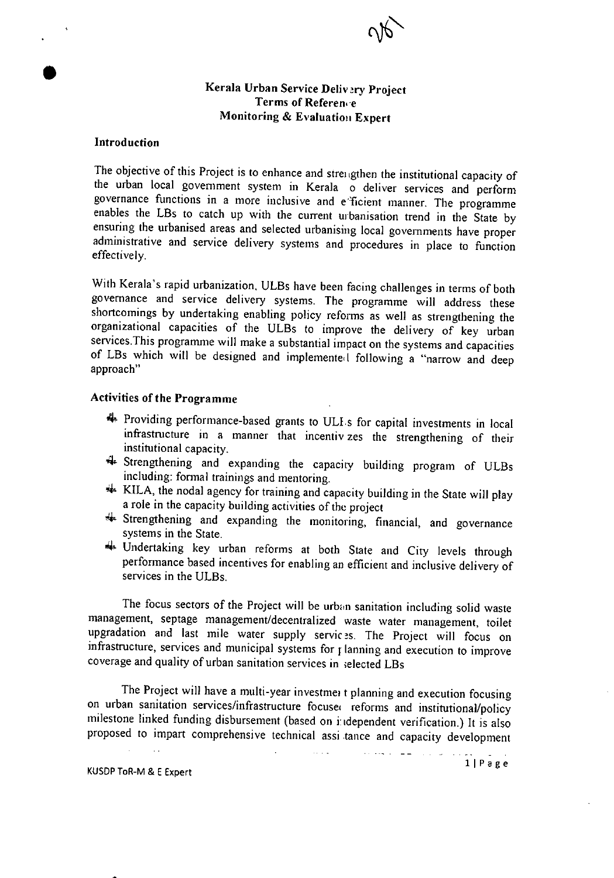**Kerala Urban Service Delivery Project**
**Terms of Reference**
**Monitoring & Evaluation Expert**

## Introduction

The objective of this Project is to enhance and strengthen the institutional capacity of the urban local government system in Kerala to deliver services and perform governance functions in a more inclusive and efficient manner. The programme enables the LBs to catch up with the current urbanisation trend in the State by ensuring the urbanised areas and selected urbanising local governments have proper administrative and service delivery systems and procedures in place to function effectively.

With Kerala's rapid urbanization, ULBs have been facing challenges in terms of both governance and service delivery systems. The programme will address these shortcomings by undertaking enabling policy reforms as well as strengthening the organizational capacities of the ULBs to improve the delivery of key urban services.This programme will make a substantial impact on the systems and capacities of LBs which will be designed and implemented following a "narrow and deep approach"

## Activities of the Programme

- Providing performance-based grants to ULBs for capital investments in local infrastructure in a manner that incentivizes the strengthening of their institutional capacity.
- Strengthening and expanding the capacity building program of ULBs including: formal trainings and mentoring.
- KILA, the nodal agency for training and capacity building in the State will play a role in the capacity building activities of the project
- Strengthening and expanding the monitoring, financial, and governance systems in the State.
- Undertaking key urban reforms at both State and City levels through performance based incentives for enabling an efficient and inclusive delivery of services in the ULBs.

The focus sectors of the Project will be urban sanitation including solid waste management, septage management/decentralized waste water management, toilet upgradation and last mile water supply services. The Project will focus on infrastructure, services and municipal systems for planning and execution to improve coverage and quality of urban sanitation services in selected LBs

The Project will have a multi-year investment planning and execution focusing on urban sanitation services/infrastructure focused reforms and institutional/policy milestone linked funding disbursement (based on independent verification.) It is also proposed to impart comprehensive technical assistance and capacity development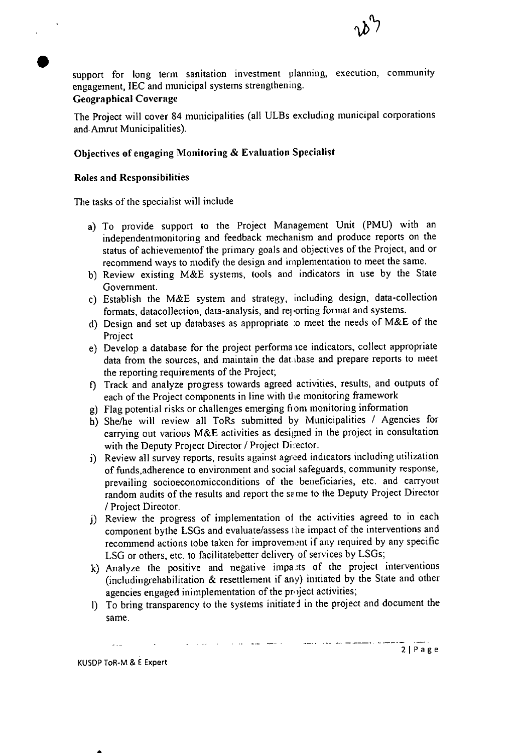support for long term sanitation investment planning, execution, community engagement, IEC and municipal systems strengthening.

**Geographical Coverage**

The Project will cover 84 municipalities (all ULBs excluding municipal corporations and Amrut Municipalities).

**Objectives of engaging Monitoring & Evaluation Specialist**

**Roles and Responsibilities**

The tasks of the specialist will include

a) To provide support to the Project Management Unit (PMU) with an independentmonitoring and feedback mechanism and produce reports on the status of achievementof the primary goals and objectives of the Project, and or recommend ways to modify the design and implementation to meet the same.

b) Review existing M&E systems, tools and indicators in use by the State Government.

c) Establish the M&E system and strategy, including design, data-collection formats, datacollection, data-analysis, and reporting format and systems.

d) Design and set up databases as appropriate to meet the needs of M&E of the Project

e) Develop a database for the project performance indicators, collect appropriate data from the sources, and maintain the database and prepare reports to meet the reporting requirements of the Project;

f) Track and analyze progress towards agreed activities, results, and outputs of each of the Project components in line with the monitoring framework

g) Flag potential risks or challenges emerging from monitoring information

h) She/he will review all ToRs submitted by Municipalities / Agencies for carrying out various M&E activities as designed in the project in consultation with the Deputy Project Director / Project Director.

i) Review all survey reports, results against agreed indicators including utilization of funds,adherence to environment and social safeguards, community response, prevailing socioeconomicconditions of the beneficiaries, etc. and carryout random audits of the results and report the same to the Deputy Project Director / Project Director.

j) Review the progress of implementation of the activities agreed to in each component bythe LSGs and evaluate/assess the impact of the interventions and recommend actions tobe taken for improvement if any required by any specific LSG or others, etc. to facilitatebetter delivery of services by LSGs;

k) Analyze the positive and negative impacts of the project interventions (includingrehabilitation & resettlement if any) initiated by the State and other agencies engaged inimplementation of the project activities;

l) To bring transparency to the systems initiated in the project and document the same.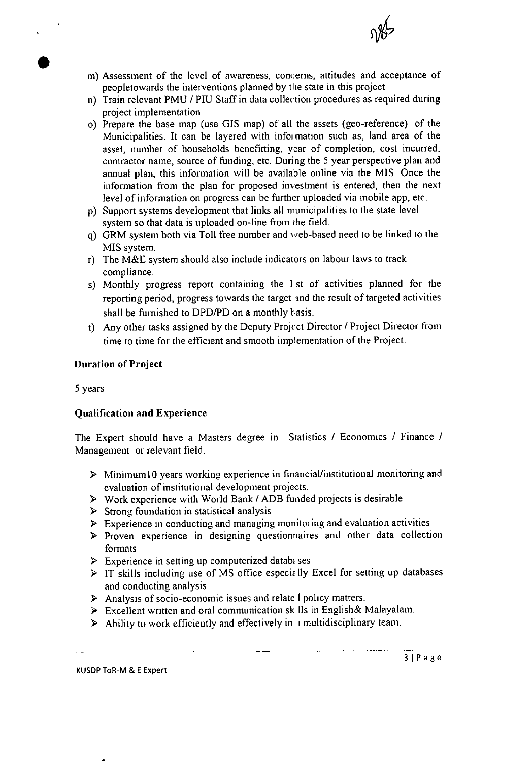m) Assessment of the level of awareness, concerns, attitudes and acceptance of peopletowards the interventions planned by the state in this project
n) Train relevant PMU / PIU Staff in data collection procedures as required during project implementation
o) Prepare the base map (use GIS map) of all the assets (geo-reference) of the Municipalities. It can be layered with information such as, land area of the asset, number of households benefitting, year of completion, cost incurred, contractor name, source of funding, etc. During the 5 year perspective plan and annual plan, this information will be available online via the MIS. Once the information from the plan for proposed investment is entered, then the next level of information on progress can be further uploaded via mobile app, etc.
p) Support systems development that links all municipalities to the state level system so that data is uploaded on-line from the field.
q) GRM system both via Toll free number and web-based need to be linked to the MIS system.
r) The M&E system should also include indicators on labour laws to track compliance.
s) Monthly progress report containing the list of activities planned for the reporting period, progress towards the target and the result of targeted activities shall be furnished to DPD/PD on a monthly basis.
t) Any other tasks assigned by the Deputy Project Director / Project Director from time to time for the efficient and smooth implementation of the Project.

**Duration of Project**

5 years

**Qualification and Experience**

The Expert should have a Masters degree in Statistics / Economics / Finance / Management or relevant field.

- Minimum10 years working experience in financial/institutional monitoring and evaluation of institutional development projects.
- Work experience with World Bank / ADB funded projects is desirable
- Strong foundation in statistical analysis
- Experience in conducting and managing monitoring and evaluation activities
- Proven experience in designing questionnaires and other data collection formats
- Experience in setting up computerized databases
- IT skills including use of MS office especially Excel for setting up databases and conducting analysis.
- Analysis of socio-economic issues and related policy matters.
- Excellent written and oral communication skills in English& Malayalam.
- Ability to work efficiently and effectively in a multidisciplinary team.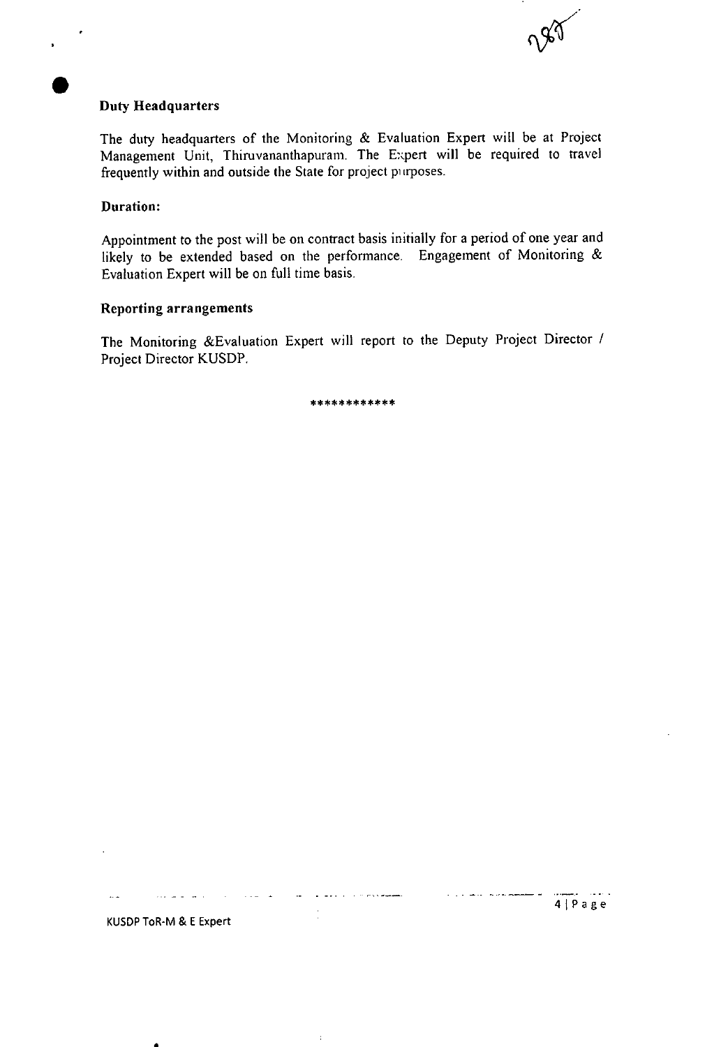### Duty Headquarters

The duty headquarters of the Monitoring & Evaluation Expert will be at Project Management Unit, Thiruvananthapuram. The Expert will be required to travel frequently within and outside the State for project purposes.

### Duration:

Appointment to the post will be on contract basis initially for a period of one year and likely to be extended based on the performance. Engagement of Monitoring & Evaluation Expert will be on full time basis.

### Reporting arrangements

The Monitoring &Evaluation Expert will report to the Deputy Project Director / Project Director KUSDP.

************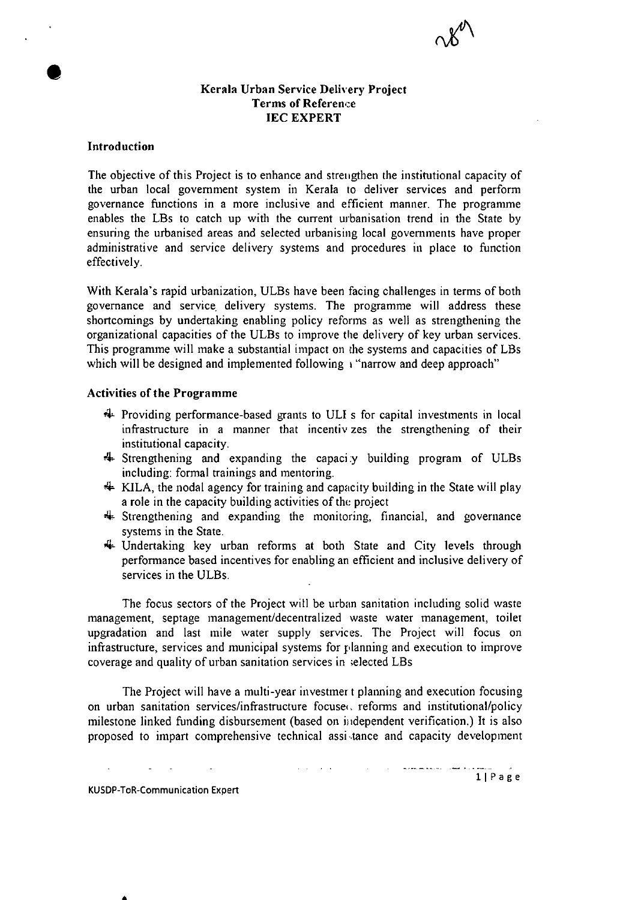**Kerala Urban Service Delivery Project**
**Terms of Reference**
**IEC EXPERT**

**Introduction**

The objective of this Project is to enhance and strengthen the institutional capacity of the urban local government system in Kerala to deliver services and perform governance functions in a more inclusive and efficient manner. The programme enables the LBs to catch up with the current urbanisation trend in the State by ensuring the urbanised areas and selected urbanising local governments have proper administrative and service delivery systems and procedures in place to function effectively.

With Kerala's rapid urbanization, ULBs have been facing challenges in terms of both governance and service delivery systems. The programme will address these shortcomings by undertaking enabling policy reforms as well as strengthening the organizational capacities of the ULBs to improve the delivery of key urban services. This programme will make a substantial impact on the systems and capacities of LBs which will be designed and implemented following a "narrow and deep approach"

**Activities of the Programme**

- Providing performance-based grants to ULBs for capital investments in local infrastructure in a manner that incentivizes the strengthening of their institutional capacity.
- Strengthening and expanding the capacity building program of ULBs including: formal trainings and mentoring.
- KILA, the nodal agency for training and capacity building in the State will play a role in the capacity building activities of the project
- Strengthening and expanding the monitoring, financial, and governance systems in the State.
- Undertaking key urban reforms at both State and City levels through performance based incentives for enabling an efficient and inclusive delivery of services in the ULBs.

The focus sectors of the Project will be urban sanitation including solid waste management, septage management/decentralized waste water management, toilet upgradation and last mile water supply services. The Project will focus on infrastructure, services and municipal systems for planning and execution to improve coverage and quality of urban sanitation services in selected LBs

The Project will have a multi-year investment planning and execution focusing on urban sanitation services/infrastructure focused, reforms and institutional/policy milestone linked funding disbursement (based on independent verification.) It is also proposed to impart comprehensive technical assistance and capacity development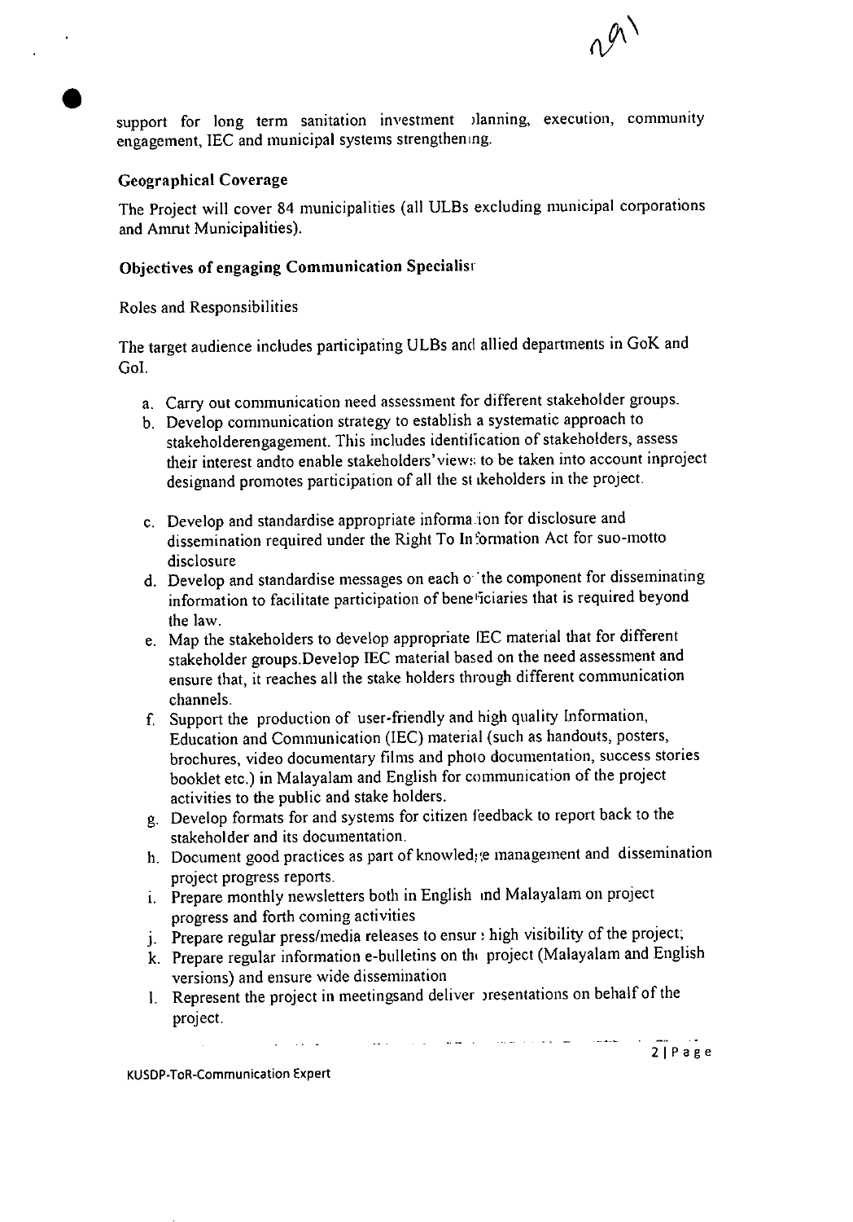support for long term sanitation investment planning, execution, community engagement, IEC and municipal systems strengthening.

### Geographical Coverage

The Project will cover 84 municipalities (all ULBs excluding municipal corporations and Amrut Municipalities).

### Objectives of engaging Communication Specialist

Roles and Responsibilities

The target audience includes participating ULBs and allied departments in GoK and GoI.

a. Carry out communication need assessment for different stakeholder groups.
b. Develop communication strategy to establish a systematic approach to stakeholderengagement. This includes identification of stakeholders, assess their interest andto enable stakeholders'views to be taken into account inproject designand promotes participation of all the stakeholders in the project.

c. Develop and standardise appropriate information for disclosure and dissemination required under the Right To Information Act for suo-motto disclosure
d. Develop and standardise messages on each of the component for disseminating information to facilitate participation of beneficiaries that is required beyond the law.
e. Map the stakeholders to develop appropriate IEC material that for different stakeholder groups.Develop IEC material based on the need assessment and ensure that, it reaches all the stake holders through different communication channels.
f. Support the production of user-friendly and high quality Information, Education and Communication (IEC) material (such as handouts, posters, brochures, video documentary films and photo documentation, success stories booklet etc.) in Malayalam and English for communication of the project activities to the public and stake holders.
g. Develop formats for and systems for citizen feedback to report back to the stakeholder and its documentation.
h. Document good practices as part of knowledge management and dissemination project progress reports.
i. Prepare monthly newsletters both in English and Malayalam on project progress and forth coming activities
j. Prepare regular press/media releases to ensure high visibility of the project;
k. Prepare regular information e-bulletins on the project (Malayalam and English versions) and ensure wide dissemination
l. Represent the project in meetingsand deliver presentations on behalf of the project.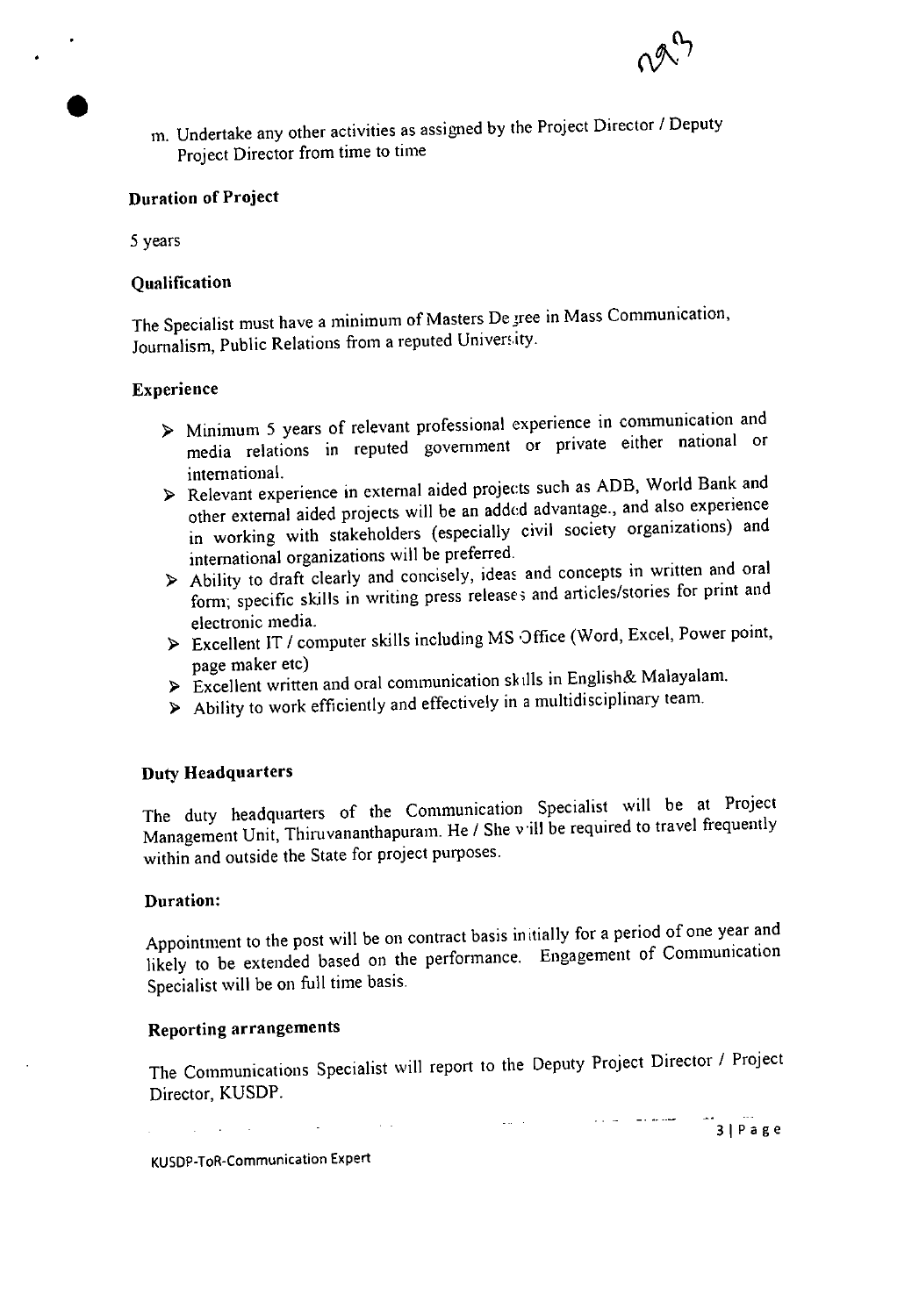m. Undertake any other activities as assigned by the Project Director / Deputy Project Director from time to time

**Duration of Project**

5 years

**Qualification**

The Specialist must have a minimum of Masters Degree in Mass Communication, Journalism, Public Relations from a reputed University.

**Experience**

- Minimum 5 years of relevant professional experience in communication and media relations in reputed government or private either national or international.
- Relevant experience in external aided projects such as ADB, World Bank and other external aided projects will be an added advantage., and also experience in working with stakeholders (especially civil society organizations) and international organizations will be preferred.
- Ability to draft clearly and concisely, ideas and concepts in written and oral form; specific skills in writing press releases and articles/stories for print and electronic media.
- Excellent IT / computer skills including MS Office (Word, Excel, Power point, page maker etc)
- Excellent written and oral communication skills in English& Malayalam.
- Ability to work efficiently and effectively in a multidisciplinary team.

**Duty Headquarters**

The duty headquarters of the Communication Specialist will be at Project Management Unit, Thiruvananthapuram. He / She will be required to travel frequently within and outside the State for project purposes.

**Duration:**

Appointment to the post will be on contract basis initially for a period of one year and likely to be extended based on the performance. Engagement of Communication Specialist will be on full time basis.

**Reporting arrangements**

The Communications Specialist will report to the Deputy Project Director / Project Director, KUSDP.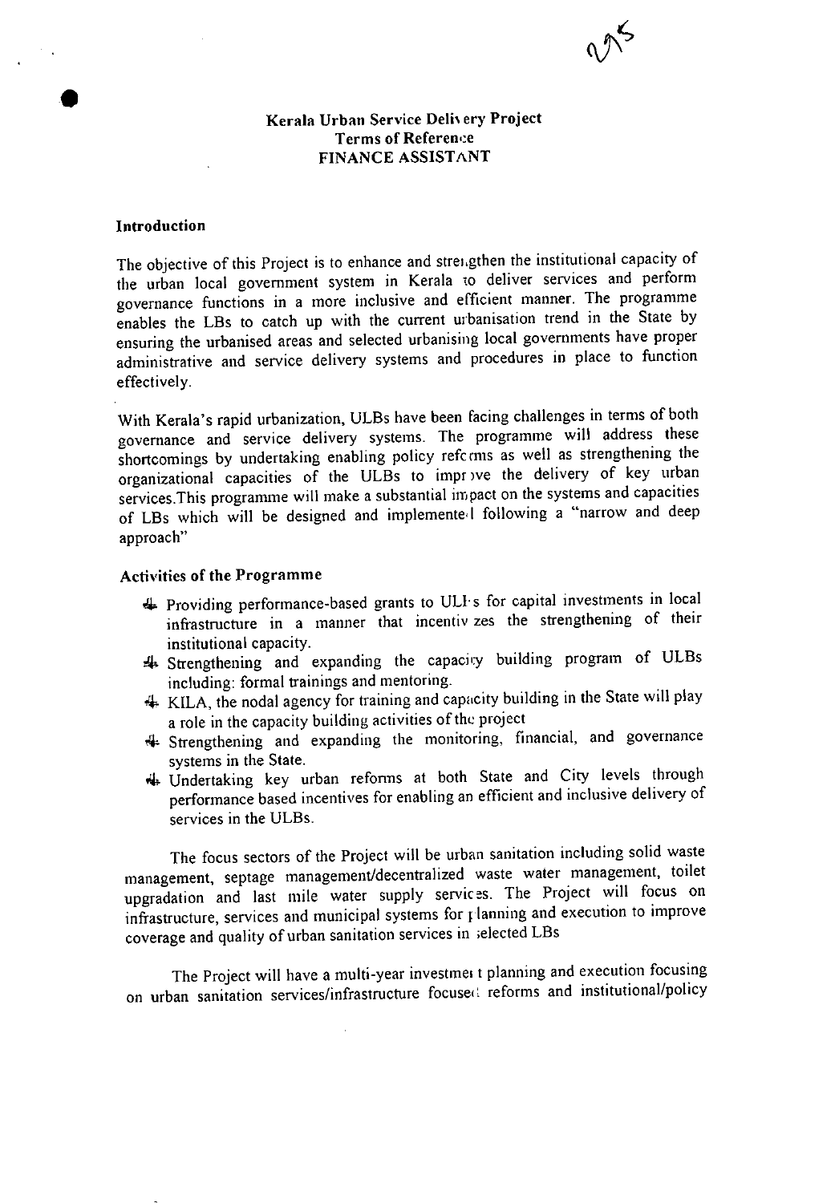**Kerala Urban Service Delivery Project**
**Terms of Reference**
**FINANCE ASSISTANT**

**Introduction**

The objective of this Project is to enhance and strengthen the institutional capacity of the urban local government system in Kerala to deliver services and perform governance functions in a more inclusive and efficient manner. The programme enables the LBs to catch up with the current urbanisation trend in the State by ensuring the urbanised areas and selected urbanising local governments have proper administrative and service delivery systems and procedures in place to function effectively.

With Kerala's rapid urbanization, ULBs have been facing challenges in terms of both governance and service delivery systems. The programme will address these shortcomings by undertaking enabling policy reforms as well as strengthening the organizational capacities of the ULBs to improve the delivery of key urban services.This programme will make a substantial impact on the systems and capacities of LBs which will be designed and implemented following a "narrow and deep approach"

**Activities of the Programme**

- Providing performance-based grants to ULBs for capital investments in local infrastructure in a manner that incentivizes the strengthening of their institutional capacity.
- Strengthening and expanding the capacity building program of ULBs including: formal trainings and mentoring.
- KILA, the nodal agency for training and capacity building in the State will play a role in the capacity building activities of the project
- Strengthening and expanding the monitoring, financial, and governance systems in the State.
- Undertaking key urban reforms at both State and City levels through performance based incentives for enabling an efficient and inclusive delivery of services in the ULBs.

The focus sectors of the Project will be urban sanitation including solid waste management, septage management/decentralized waste water management, toilet upgradation and last mile water supply services. The Project will focus on infrastructure, services and municipal systems for planning and execution to improve coverage and quality of urban sanitation services in selected LBs

The Project will have a multi-year investment planning and execution focusing on urban sanitation services/infrastructure focused reforms and institutional/policy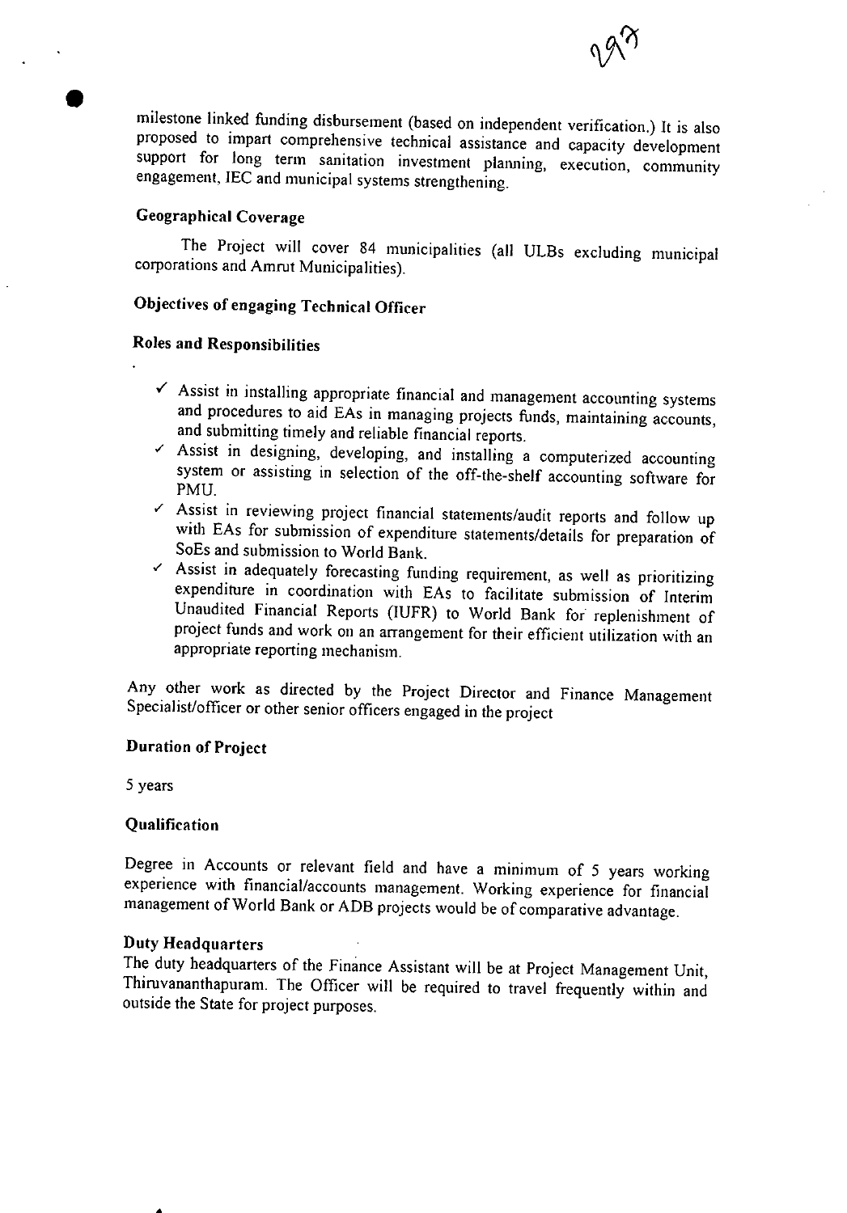milestone linked funding disbursement (based on independent verification.) It is also proposed to impart comprehensive technical assistance and capacity development support for long term sanitation investment planning, execution, community engagement, IEC and municipal systems strengthening.

**Geographical Coverage**

The Project will cover 84 municipalities (all ULBs excluding municipal corporations and Amrut Municipalities).

**Objectives of engaging Technical Officer**

**Roles and Responsibilities**

- ✓ Assist in installing appropriate financial and management accounting systems and procedures to aid EAs in managing projects funds, maintaining accounts, and submitting timely and reliable financial reports.
- ✓ Assist in designing, developing, and installing a computerized accounting system or assisting in selection of the off-the-shelf accounting software for PMU.
- ✓ Assist in reviewing project financial statements/audit reports and follow up with EAs for submission of expenditure statements/details for preparation of SoEs and submission to World Bank.
- ✓ Assist in adequately forecasting funding requirement, as well as prioritizing expenditure in coordination with EAs to facilitate submission of Interim Unaudited Financial Reports (IUFR) to World Bank for replenishment of project funds and work on an arrangement for their efficient utilization with an appropriate reporting mechanism.

Any other work as directed by the Project Director and Finance Management Specialist/officer or other senior officers engaged in the project

**Duration of Project**

5 years

**Qualification**

Degree in Accounts or relevant field and have a minimum of 5 years working experience with financial/accounts management. Working experience for financial management of World Bank or ADB projects would be of comparative advantage.

**Duty Headquarters**

The duty headquarters of the Finance Assistant will be at Project Management Unit, Thiruvananthapuram. The Officer will be required to travel frequently within and outside the State for project purposes.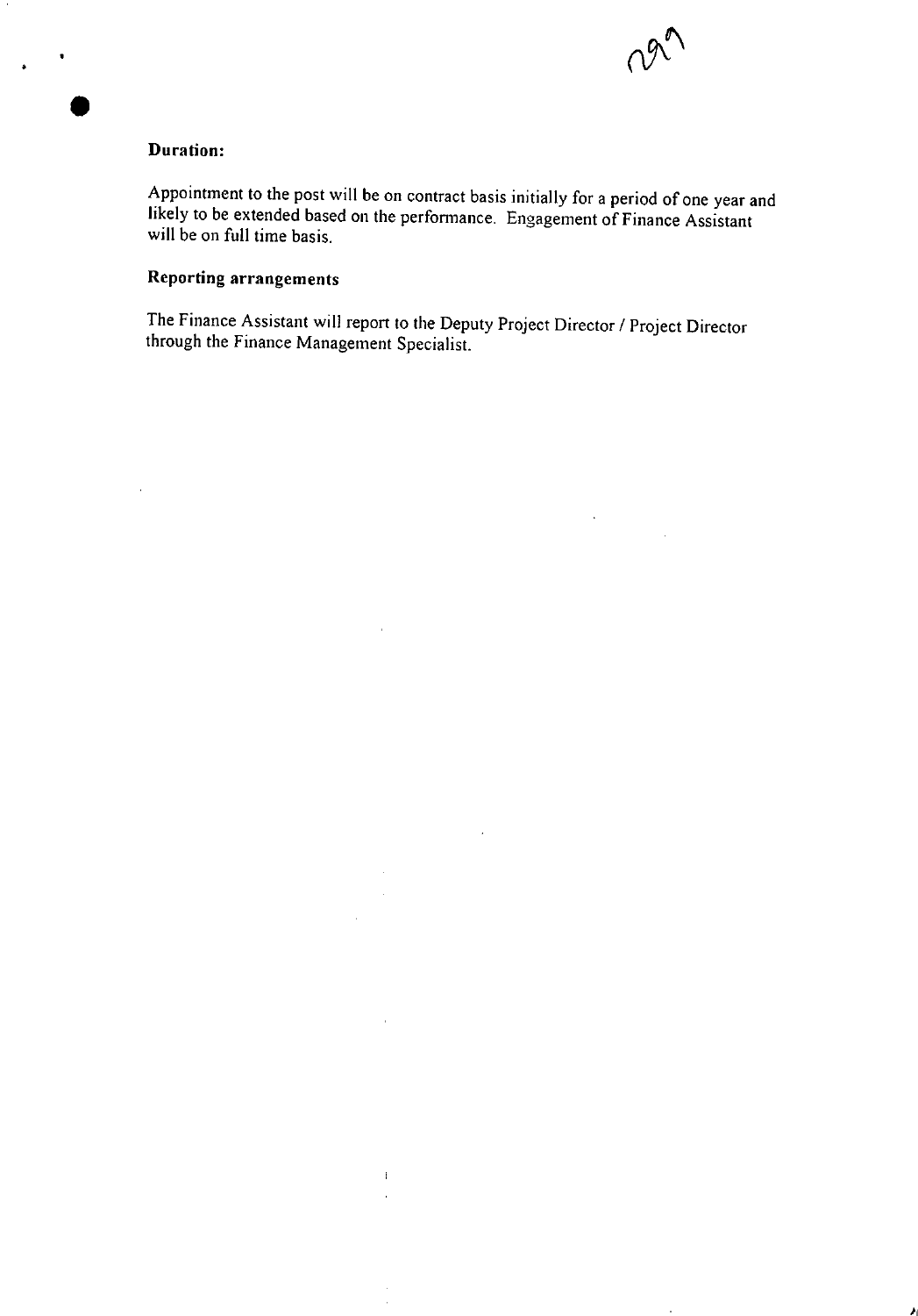**Duration:**

Appointment to the post will be on contract basis initially for a period of one year and likely to be extended based on the performance. Engagement of Finance Assistant will be on full time basis.

**Reporting arrangements**

The Finance Assistant will report to the Deputy Project Director / Project Director through the Finance Management Specialist.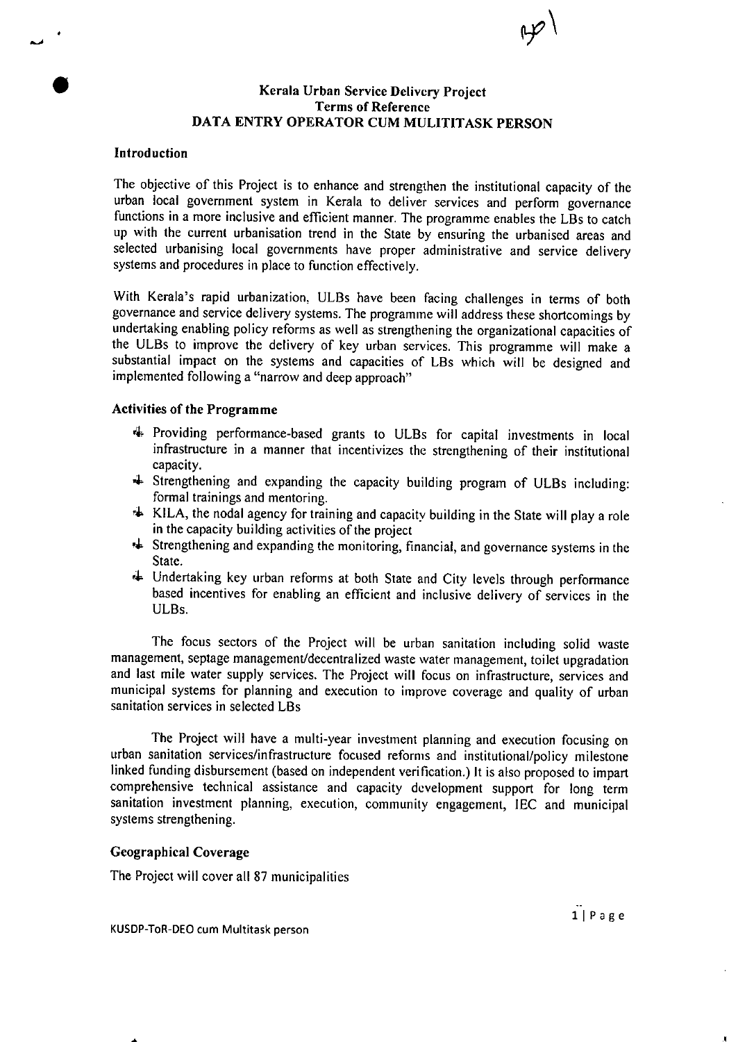# Kerala Urban Service Delivery Project
## Terms of Reference
## DATA ENTRY OPERATOR CUM MULITITASK PERSON

### Introduction

The objective of this Project is to enhance and strengthen the institutional capacity of the urban local government system in Kerala to deliver services and perform governance functions in a more inclusive and efficient manner. The programme enables the LBs to catch up with the current urbanisation trend in the State by ensuring the urbanised areas and selected urbanising local governments have proper administrative and service delivery systems and procedures in place to function effectively.

With Kerala's rapid urbanization, ULBs have been facing challenges in terms of both governance and service delivery systems. The programme will address these shortcomings by undertaking enabling policy reforms as well as strengthening the organizational capacities of the ULBs to improve the delivery of key urban services. This programme will make a substantial impact on the systems and capacities of LBs which will be designed and implemented following a "narrow and deep approach"

### Activities of the Programme

- Providing performance-based grants to ULBs for capital investments in local infrastructure in a manner that incentivizes the strengthening of their institutional capacity.
- Strengthening and expanding the capacity building program of ULBs including: formal trainings and mentoring.
- KILA, the nodal agency for training and capacity building in the State will play a role in the capacity building activities of the project
- Strengthening and expanding the monitoring, financial, and governance systems in the State.
- Undertaking key urban reforms at both State and City levels through performance based incentives for enabling an efficient and inclusive delivery of services in the ULBs.

The focus sectors of the Project will be urban sanitation including solid waste management, septage management/decentralized waste water management, toilet upgradation and last mile water supply services. The Project will focus on infrastructure, services and municipal systems for planning and execution to improve coverage and quality of urban sanitation services in selected LBs

The Project will have a multi-year investment planning and execution focusing on urban sanitation services/infrastructure focused reforms and institutional/policy milestone linked funding disbursement (based on independent verification.) It is also proposed to impart comprehensive technical assistance and capacity development support for long term sanitation investment planning, execution, community engagement, IEC and municipal systems strengthening.

### Geographical Coverage

The Project will cover all 87 municipalities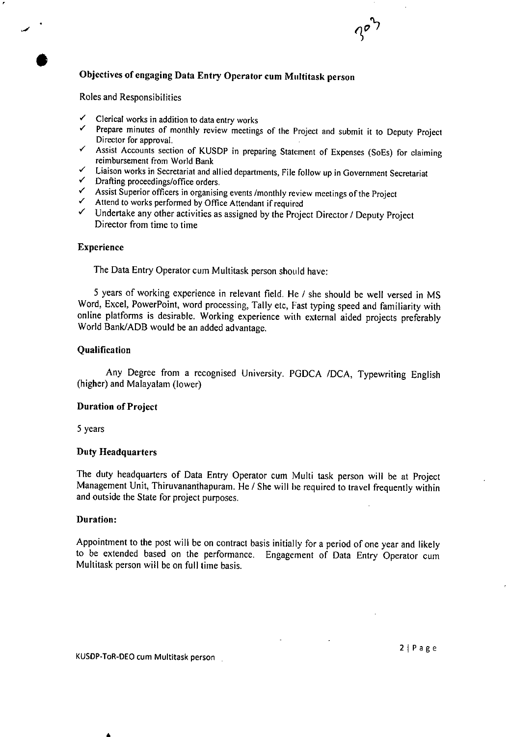## Objectives of engaging Data Entry Operator cum Multitask person

Roles and Responsibilities

- ✓ Clerical works in addition to data entry works
- ✓ Prepare minutes of monthly review meetings of the Project and submit it to Deputy Project Director for approval.
- ✓ Assist Accounts section of KUSDP in preparing Statement of Expenses (SoEs) for claiming reimbursement from World Bank
- ✓ Liaison works in Secretariat and allied departments, File follow up in Government Secretariat
- ✓ Drafting proceedings/office orders.
- ✓ Assist Superior officers in organising events /monthly review meetings of the Project
- ✓ Attend to works performed by Office Attendant if required
- ✓ Undertake any other activities as assigned by the Project Director / Deputy Project Director from time to time

### Experience

The Data Entry Operator cum Multitask person should have:

5 years of working experience in relevant field. He / she should be well versed in MS Word, Excel, PowerPoint, word processing, Tally etc, Fast typing speed and familiarity with online platforms is desirable. Working experience with external aided projects preferably World Bank/ADB would be an added advantage.

### Qualification

Any Degree from a recognised University. PGDCA /DCA, Typewriting English (higher) and Malayalam (lower)

### Duration of Project

5 years

### Duty Headquarters

The duty headquarters of Data Entry Operator cum Multi task person will be at Project Management Unit, Thiruvananthapuram. He / She will be required to travel frequently within and outside the State for project purposes.

### Duration:

Appointment to the post will be on contract basis initially for a period of one year and likely to be extended based on the performance. Engagement of Data Entry Operator cum Multitask person will be on full time basis.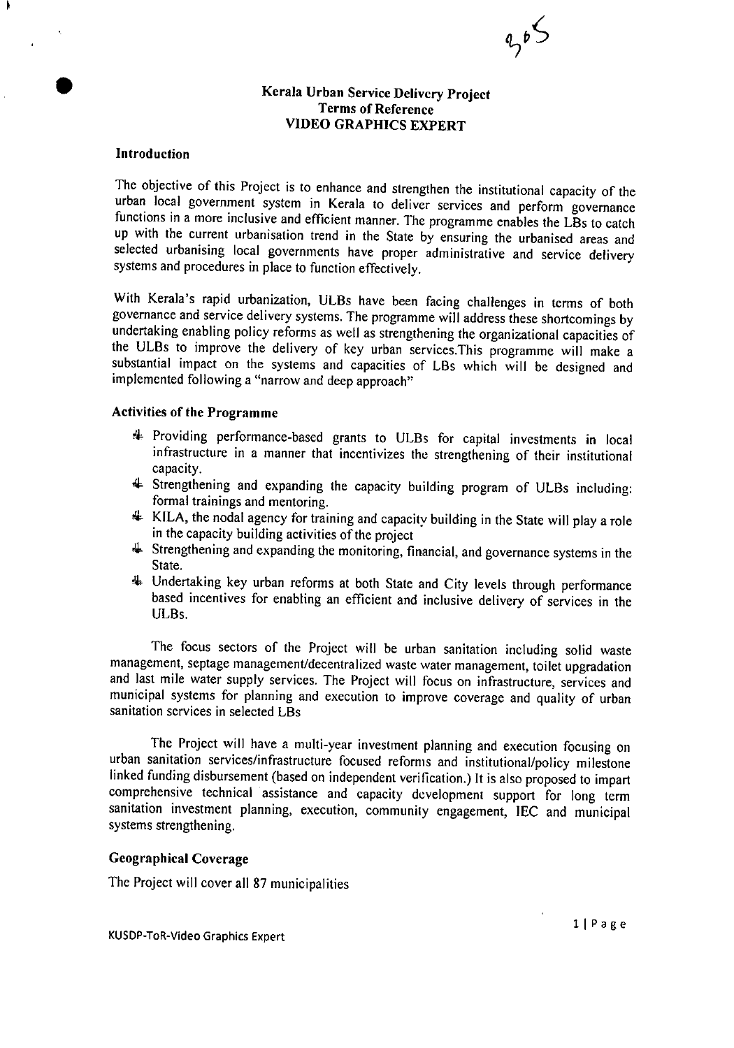**Kerala Urban Service Delivery Project**
**Terms of Reference**
**VIDEO GRAPHICS EXPERT**

## Introduction

The objective of this Project is to enhance and strengthen the institutional capacity of the urban local government system in Kerala to deliver services and perform governance functions in a more inclusive and efficient manner. The programme enables the LBs to catch up with the current urbanisation trend in the State by ensuring the urbanised areas and selected urbanising local governments have proper administrative and service delivery systems and procedures in place to function effectively.

With Kerala's rapid urbanization, ULBs have been facing challenges in terms of both governance and service delivery systems. The programme will address these shortcomings by undertaking enabling policy reforms as well as strengthening the organizational capacities of the ULBs to improve the delivery of key urban services.This programme will make a substantial impact on the systems and capacities of LBs which will be designed and implemented following a "narrow and deep approach"

## Activities of the Programme

- Providing performance-based grants to ULBs for capital investments in local infrastructure in a manner that incentivizes the strengthening of their institutional capacity.
- Strengthening and expanding the capacity building program of ULBs including: formal trainings and mentoring.
- KILA, the nodal agency for training and capacity building in the State will play a role in the capacity building activities of the project
- Strengthening and expanding the monitoring, financial, and governance systems in the State.
- Undertaking key urban reforms at both State and City levels through performance based incentives for enabling an efficient and inclusive delivery of services in the ULBs.

The focus sectors of the Project will be urban sanitation including solid waste management, septage management/decentralized waste water management, toilet upgradation and last mile water supply services. The Project will focus on infrastructure, services and municipal systems for planning and execution to improve coverage and quality of urban sanitation services in selected LBs

The Project will have a multi-year investment planning and execution focusing on urban sanitation services/infrastructure focused reforms and institutional/policy milestone linked funding disbursement (based on independent verification.) It is also proposed to impart comprehensive technical assistance and capacity development support for long term sanitation investment planning, execution, community engagement, IEC and municipal systems strengthening.

## Geographical Coverage

The Project will cover all 87 municipalities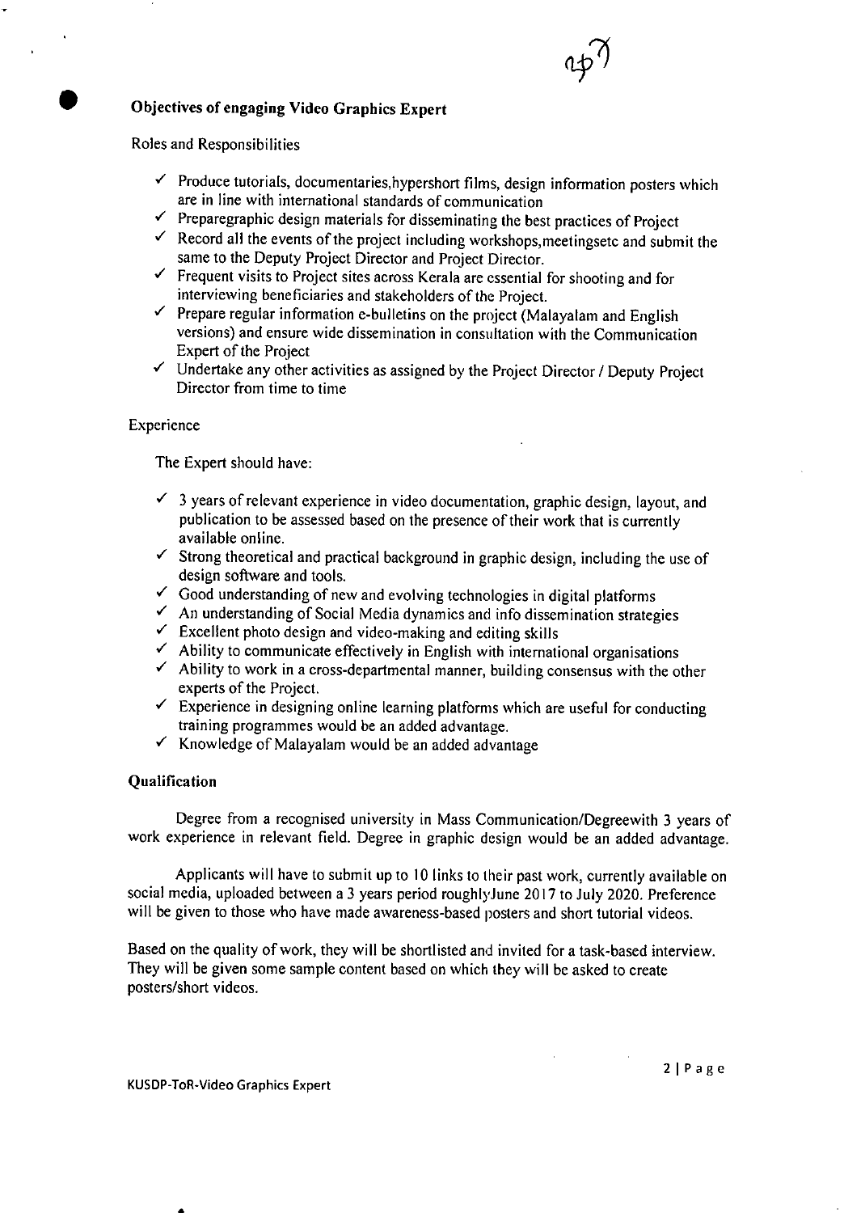## Objectives of engaging Video Graphics Expert

Roles and Responsibilities

- ✓ Produce tutorials, documentaries,hypershort films, design information posters which are in line with international standards of communication
- ✓ Preparegraphic design materials for disseminating the best practices of Project
- ✓ Record all the events of the project including workshops,meetingsetc and submit the same to the Deputy Project Director and Project Director.
- ✓ Frequent visits to Project sites across Kerala are essential for shooting and for interviewing beneficiaries and stakeholders of the Project.
- ✓ Prepare regular information e-bulletins on the project (Malayalam and English versions) and ensure wide dissemination in consultation with the Communication Expert of the Project
- ✓ Undertake any other activities as assigned by the Project Director / Deputy Project Director from time to time

Experience

The Expert should have:

- ✓ 3 years of relevant experience in video documentation, graphic design, layout, and publication to be assessed based on the presence of their work that is currently available online.
- ✓ Strong theoretical and practical background in graphic design, including the use of design software and tools.
- ✓ Good understanding of new and evolving technologies in digital platforms
- ✓ An understanding of Social Media dynamics and info dissemination strategies
- ✓ Excellent photo design and video-making and editing skills
- ✓ Ability to communicate effectively in English with international organisations
- ✓ Ability to work in a cross-departmental manner, building consensus with the other experts of the Project.
- ✓ Experience in designing online learning platforms which are useful for conducting training programmes would be an added advantage.
- ✓ Knowledge of Malayalam would be an added advantage

### Qualification

Degree from a recognised university in Mass Communication/Degreewith 3 years of work experience in relevant field. Degree in graphic design would be an added advantage.

Applicants will have to submit up to 10 links to their past work, currently available on social media, uploaded between a 3 years period roughlyJune 2017 to July 2020. Preference will be given to those who have made awareness-based posters and short tutorial videos.

Based on the quality of work, they will be shortlisted and invited for a task-based interview. They will be given some sample content based on which they will be asked to create posters/short videos.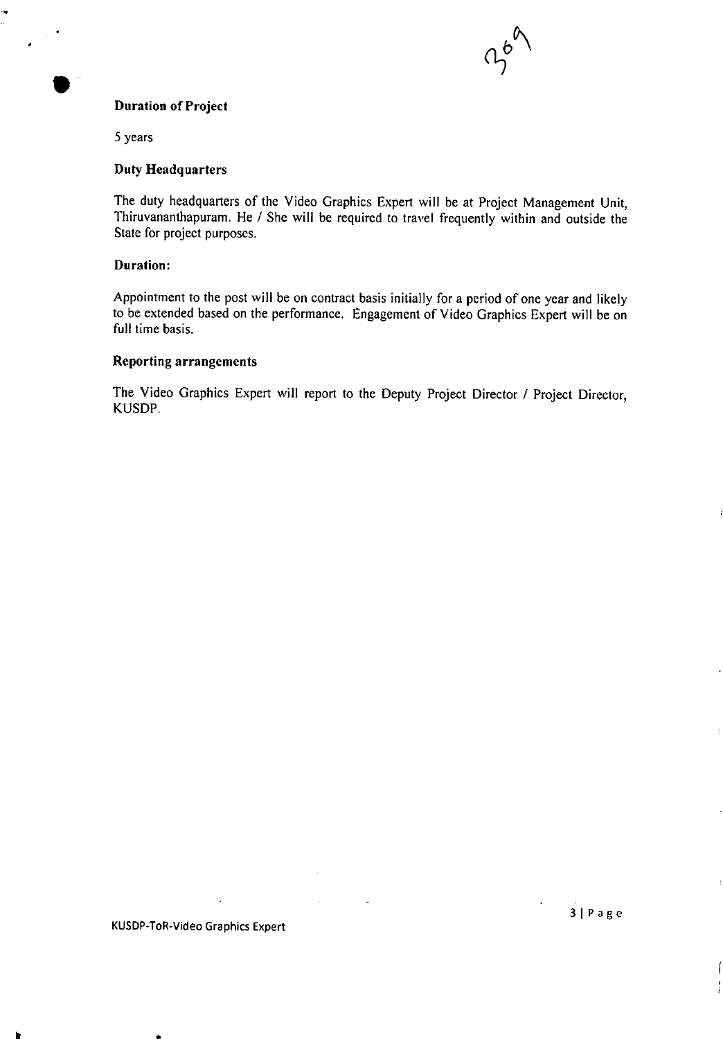**Duration of Project**

5 years

**Duty Headquarters**

The duty headquarters of the Video Graphics Expert will be at Project Management Unit, Thiruvananthapuram. He / She will be required to travel frequently within and outside the State for project purposes.

**Duration:**

Appointment to the post will be on contract basis initially for a period of one year and likely to be extended based on the performance. Engagement of Video Graphics Expert will be on full time basis.

**Reporting arrangements**

The Video Graphics Expert will report to the Deputy Project Director / Project Director, KUSDP.